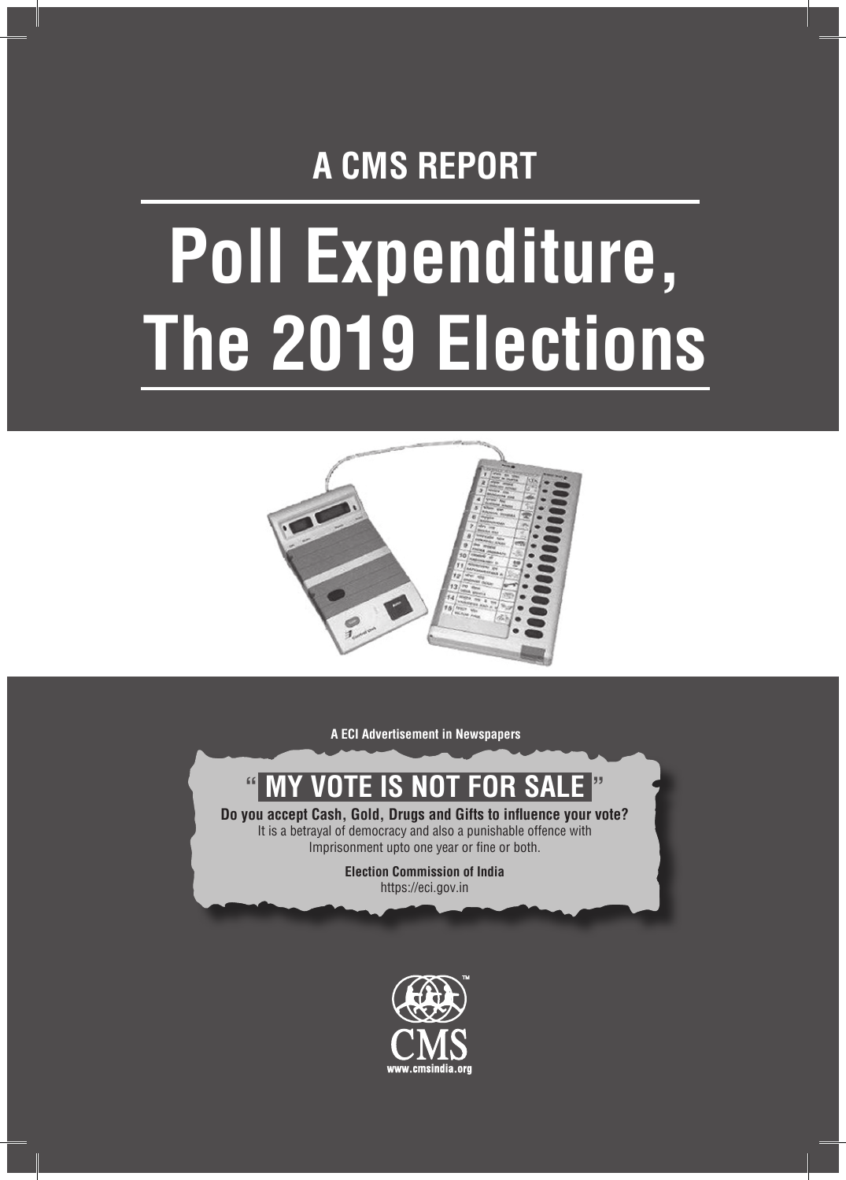## A CMS REPORT

# Poll Expenditure, The 2019 Elections

**A ECI Advertisement in Newspapers**

## " MY VOTE IS NOT FOR SALE "

**Do you accept Cash, Gold, Drugs and Gifts to influence your vote?**
It is a betrayal of democracy and also a punishable offence with Imprisonment upto one year or fine or both.

**Election Commission of India**
https://eci.gov.in

CMS
www.cmsindia.org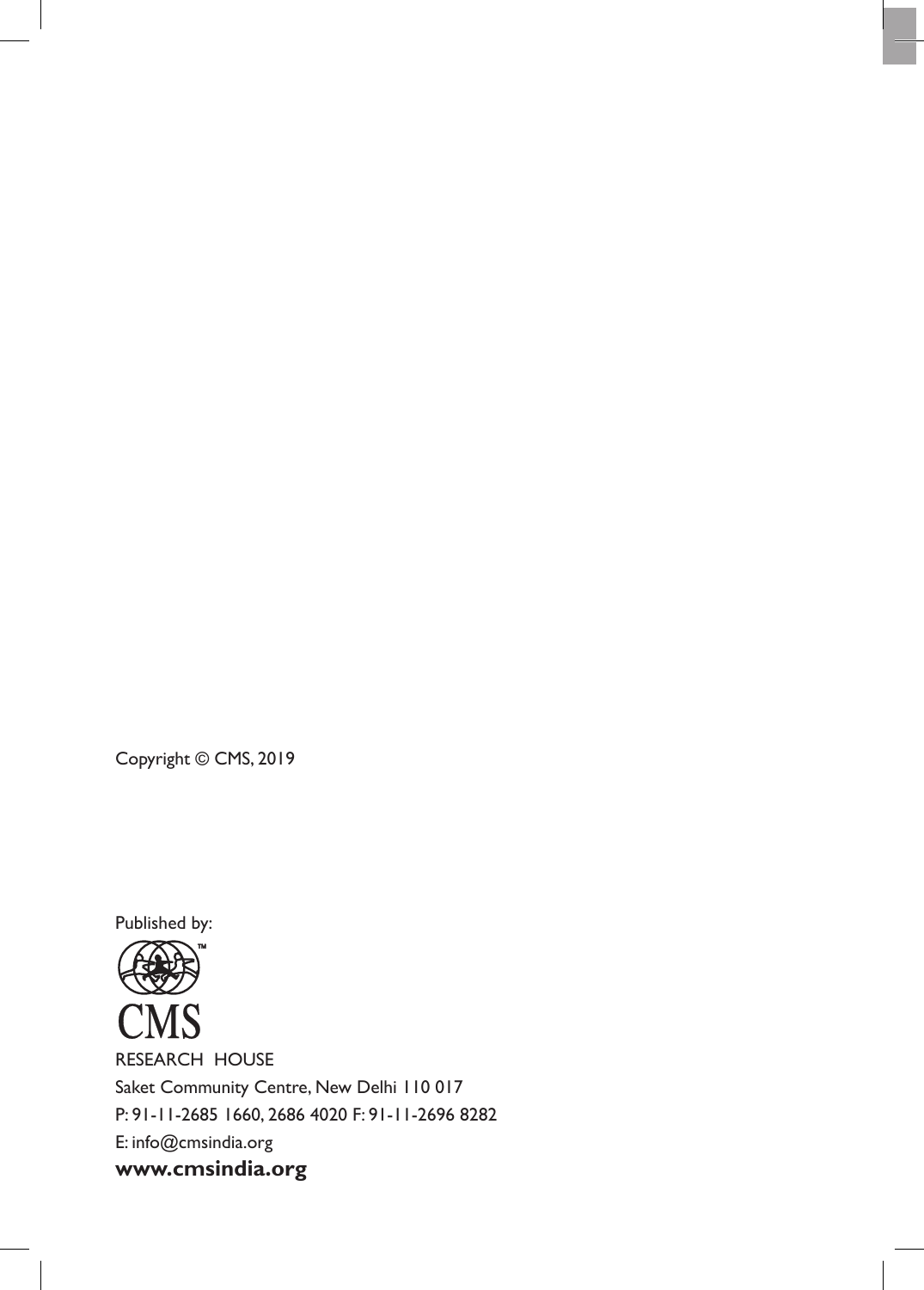Copyright © CMS, 2019

Published by:

CMS

RESEARCH HOUSE

Saket Community Centre, New Delhi 110 017

P: 91-11-2685 1660, 2686 4020 F: 91-11-2696 8282

E: info@cmsindia.org

**www.cmsindia.org**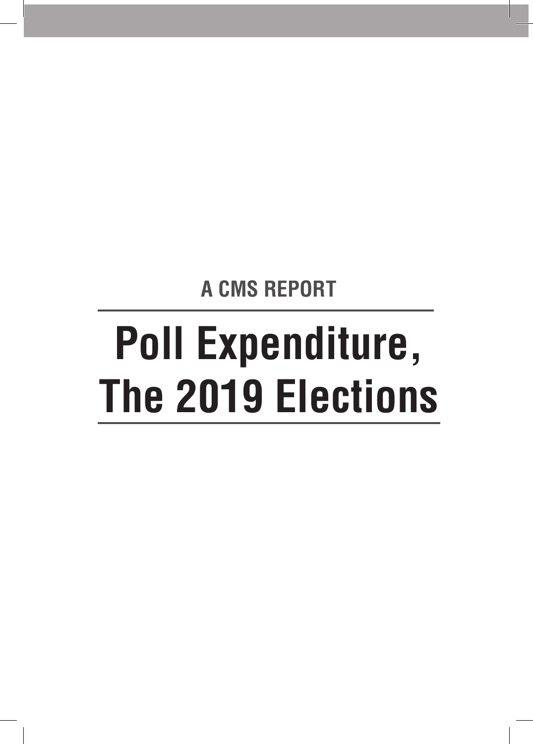A CMS REPORT

# Poll Expenditure, The 2019 Elections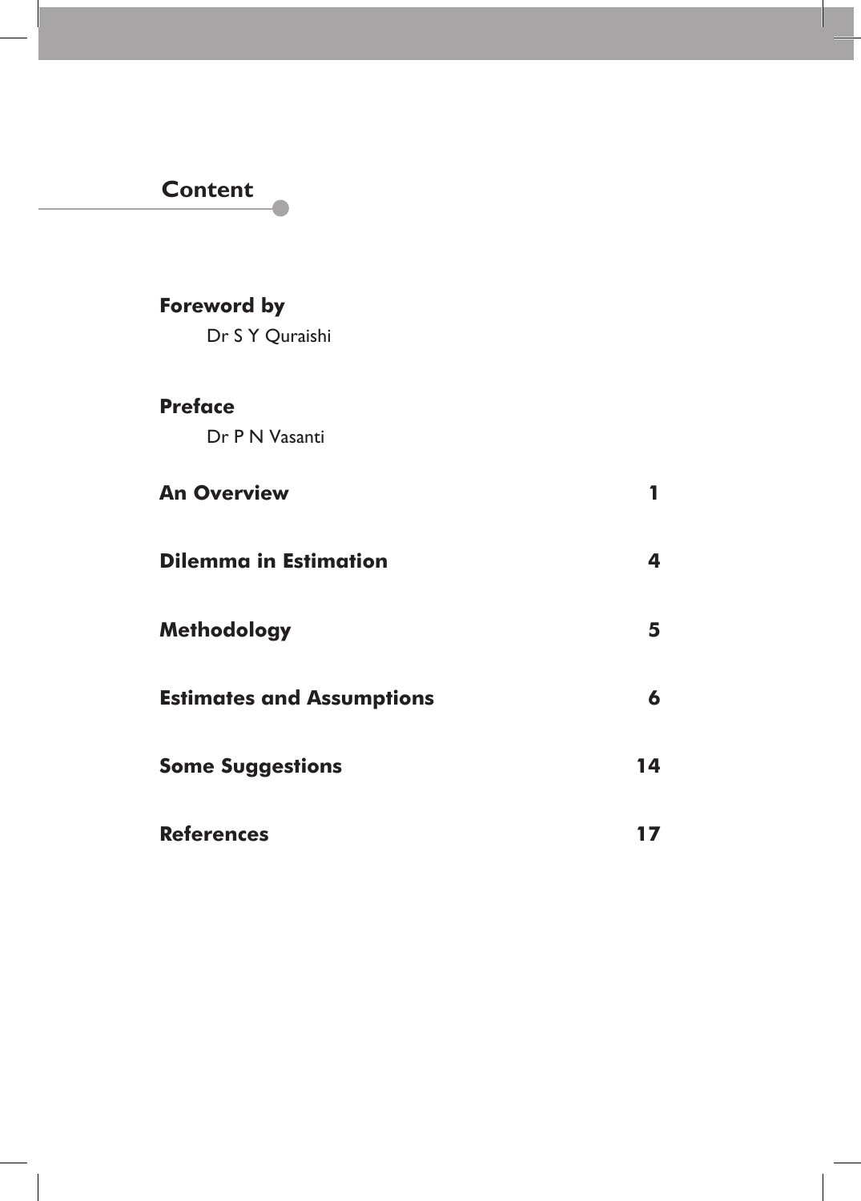## Content

**Foreword by**
Dr S Y Quraishi

**Preface**
Dr P N Vasanti

| | |
|---|---|
| **An Overview** | **1** |
| **Dilemma in Estimation** | **4** |
| **Methodology** | **5** |
| **Estimates and Assumptions** | **6** |
| **Some Suggestions** | **14** |
| **References** | **17** |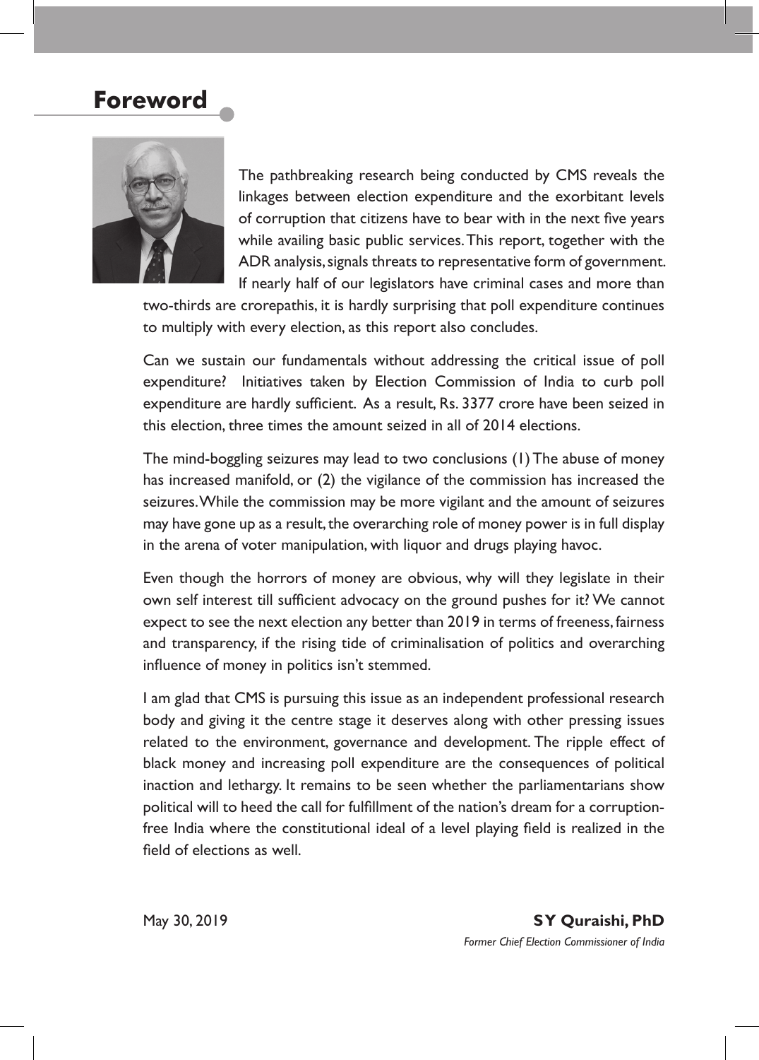# Foreword

The pathbreaking research being conducted by CMS reveals the linkages between election expenditure and the exorbitant levels of corruption that citizens have to bear with in the next five years while availing basic public services. This report, together with the ADR analysis, signals threats to representative form of government. If nearly half of our legislators have criminal cases and more than two-thirds are crorepathis, it is hardly surprising that poll expenditure continues to multiply with every election, as this report also concludes.

Can we sustain our fundamentals without addressing the critical issue of poll expenditure? Initiatives taken by Election Commission of India to curb poll expenditure are hardly sufficient. As a result, Rs. 3377 crore have been seized in this election, three times the amount seized in all of 2014 elections.

The mind-boggling seizures may lead to two conclusions (1) The abuse of money has increased manifold, or (2) the vigilance of the commission has increased the seizures. While the commission may be more vigilant and the amount of seizures may have gone up as a result, the overarching role of money power is in full display in the arena of voter manipulation, with liquor and drugs playing havoc.

Even though the horrors of money are obvious, why will they legislate in their own self interest till sufficient advocacy on the ground pushes for it? We cannot expect to see the next election any better than 2019 in terms of freeness, fairness and transparency, if the rising tide of criminalisation of politics and overarching influence of money in politics isn't stemmed.

I am glad that CMS is pursuing this issue as an independent professional research body and giving it the centre stage it deserves along with other pressing issues related to the environment, governance and development. The ripple effect of black money and increasing poll expenditure are the consequences of political inaction and lethargy. It remains to be seen whether the parliamentarians show political will to heed the call for fulfillment of the nation's dream for a corruption-free India where the constitutional ideal of a level playing field is realized in the field of elections as well.

May 30, 2019

**SY Quraishi, PhD**
*Former Chief Election Commissioner of India*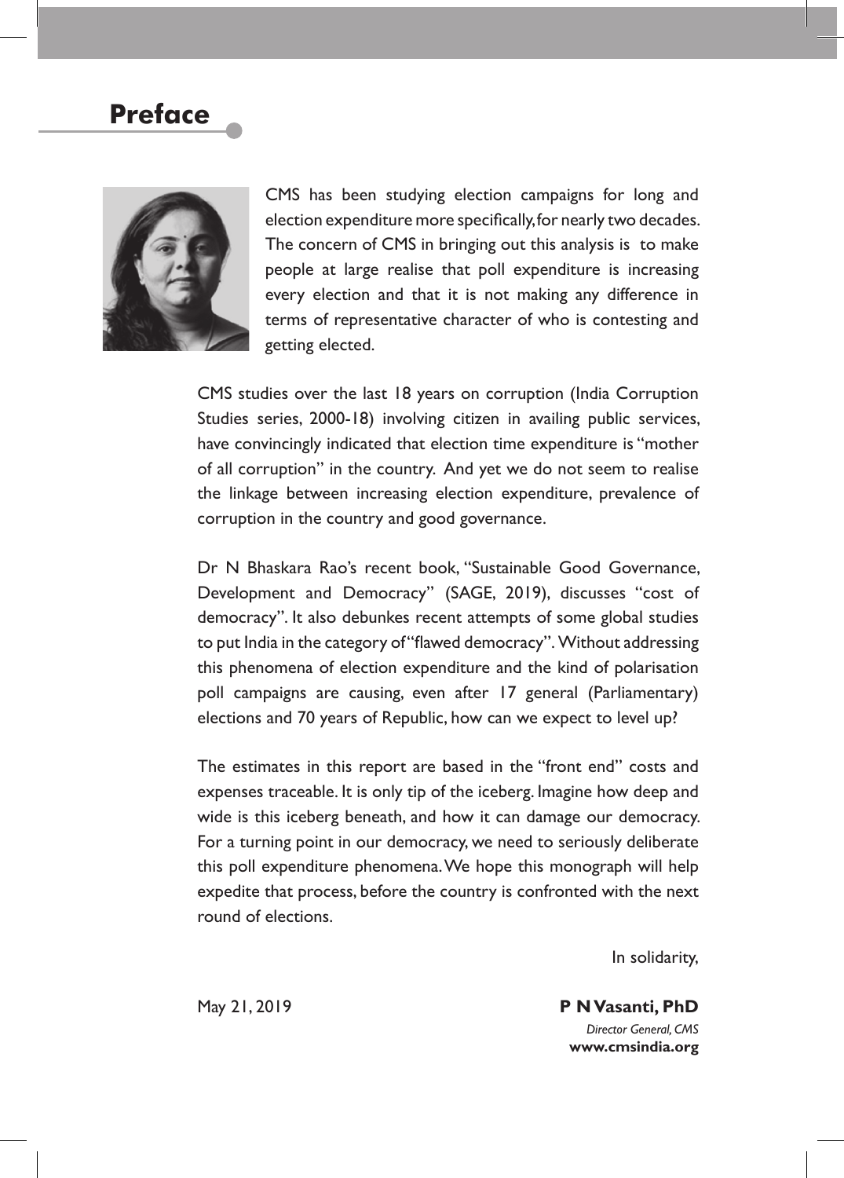# Preface

CMS has been studying election campaigns for long and election expenditure more specifically, for nearly two decades. The concern of CMS in bringing out this analysis is to make people at large realise that poll expenditure is increasing every election and that it is not making any difference in terms of representative character of who is contesting and getting elected.

CMS studies over the last 18 years on corruption (India Corruption Studies series, 2000-18) involving citizen in availing public services, have convincingly indicated that election time expenditure is "mother of all corruption" in the country. And yet we do not seem to realise the linkage between increasing election expenditure, prevalence of corruption in the country and good governance.

Dr N Bhaskara Rao's recent book, "Sustainable Good Governance, Development and Democracy" (SAGE, 2019), discusses "cost of democracy". It also debunkes recent attempts of some global studies to put India in the category of "flawed democracy". Without addressing this phenomena of election expenditure and the kind of polarisation poll campaigns are causing, even after 17 general (Parliamentary) elections and 70 years of Republic, how can we expect to level up?

The estimates in this report are based in the "front end" costs and expenses traceable. It is only tip of the iceberg. Imagine how deep and wide is this iceberg beneath, and how it can damage our democracy. For a turning point in our democracy, we need to seriously deliberate this poll expenditure phenomena. We hope this monograph will help expedite that process, before the country is confronted with the next round of elections.

In solidarity,

May 21, 2019

**P N Vasanti, PhD**
*Director General, CMS*
**www.cmsindia.org**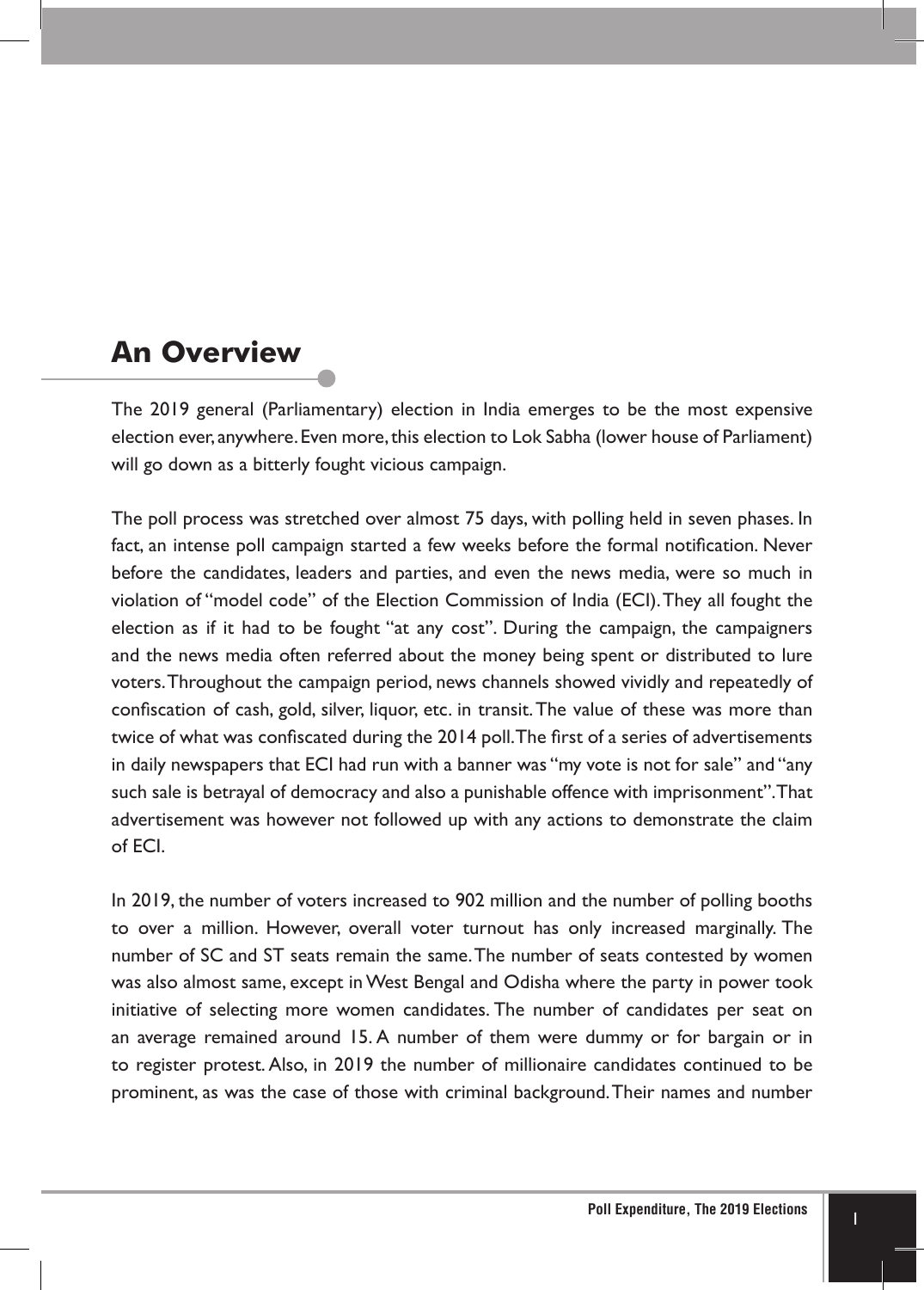## An Overview

The 2019 general (Parliamentary) election in India emerges to be the most expensive election ever, anywhere. Even more, this election to Lok Sabha (lower house of Parliament) will go down as a bitterly fought vicious campaign.

The poll process was stretched over almost 75 days, with polling held in seven phases. In fact, an intense poll campaign started a few weeks before the formal notification. Never before the candidates, leaders and parties, and even the news media, were so much in violation of "model code" of the Election Commission of India (ECI). They all fought the election as if it had to be fought "at any cost". During the campaign, the campaigners and the news media often referred about the money being spent or distributed to lure voters. Throughout the campaign period, news channels showed vividly and repeatedly of confiscation of cash, gold, silver, liquor, etc. in transit. The value of these was more than twice of what was confiscated during the 2014 poll. The first of a series of advertisements in daily newspapers that ECI had run with a banner was "my vote is not for sale" and "any such sale is betrayal of democracy and also a punishable offence with imprisonment". That advertisement was however not followed up with any actions to demonstrate the claim of ECI.

In 2019, the number of voters increased to 902 million and the number of polling booths to over a million. However, overall voter turnout has only increased marginally. The number of SC and ST seats remain the same. The number of seats contested by women was also almost same, except in West Bengal and Odisha where the party in power took initiative of selecting more women candidates. The number of candidates per seat on an average remained around 15. A number of them were dummy or for bargain or in to register protest. Also, in 2019 the number of millionaire candidates continued to be prominent, as was the case of those with criminal background. Their names and number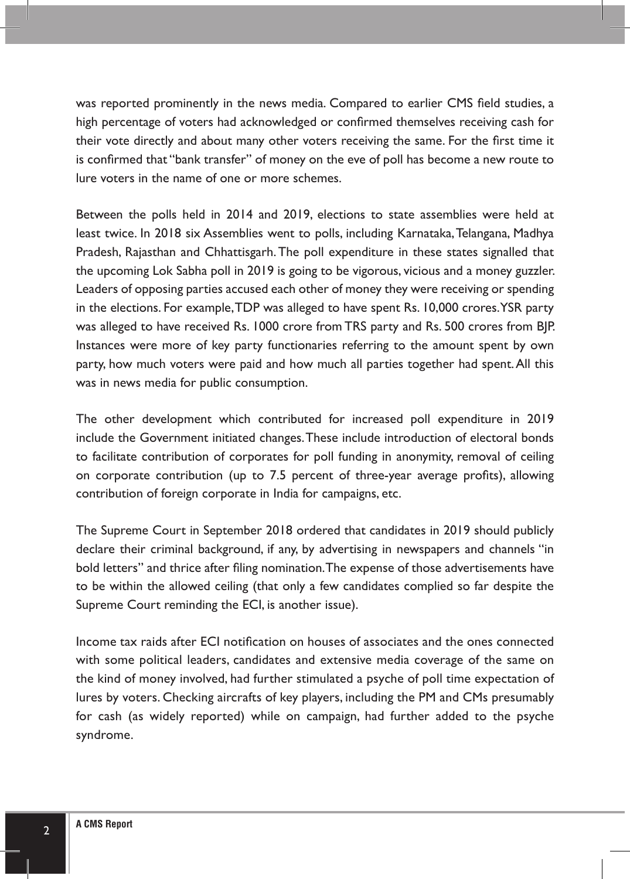was reported prominently in the news media. Compared to earlier CMS field studies, a high percentage of voters had acknowledged or confirmed themselves receiving cash for their vote directly and about many other voters receiving the same. For the first time it is confirmed that "bank transfer" of money on the eve of poll has become a new route to lure voters in the name of one or more schemes.

Between the polls held in 2014 and 2019, elections to state assemblies were held at least twice. In 2018 six Assemblies went to polls, including Karnataka, Telangana, Madhya Pradesh, Rajasthan and Chhattisgarh. The poll expenditure in these states signalled that the upcoming Lok Sabha poll in 2019 is going to be vigorous, vicious and a money guzzler. Leaders of opposing parties accused each other of money they were receiving or spending in the elections. For example, TDP was alleged to have spent Rs. 10,000 crores. YSR party was alleged to have received Rs. 1000 crore from TRS party and Rs. 500 crores from BJP. Instances were more of key party functionaries referring to the amount spent by own party, how much voters were paid and how much all parties together had spent. All this was in news media for public consumption.

The other development which contributed for increased poll expenditure in 2019 include the Government initiated changes. These include introduction of electoral bonds to facilitate contribution of corporates for poll funding in anonymity, removal of ceiling on corporate contribution (up to 7.5 percent of three-year average profits), allowing contribution of foreign corporate in India for campaigns, etc.

The Supreme Court in September 2018 ordered that candidates in 2019 should publicly declare their criminal background, if any, by advertising in newspapers and channels "in bold letters" and thrice after filing nomination. The expense of those advertisements have to be within the allowed ceiling (that only a few candidates complied so far despite the Supreme Court reminding the ECI, is another issue).

Income tax raids after ECI notification on houses of associates and the ones connected with some political leaders, candidates and extensive media coverage of the same on the kind of money involved, had further stimulated a psyche of poll time expectation of lures by voters. Checking aircrafts of key players, including the PM and CMs presumably for cash (as widely reported) while on campaign, had further added to the psyche syndrome.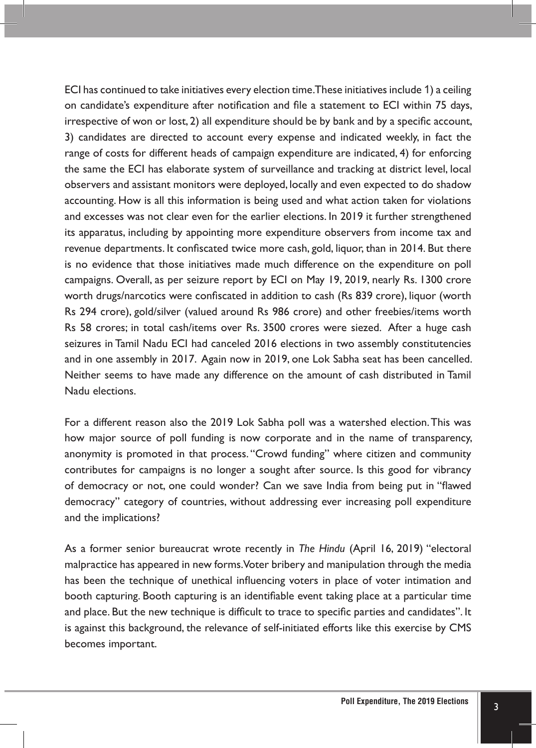ECI has continued to take initiatives every election time.These initiatives include 1) a ceiling on candidate's expenditure after notification and file a statement to ECI within 75 days, irrespective of won or lost, 2) all expenditure should be by bank and by a specific account, 3) candidates are directed to account every expense and indicated weekly, in fact the range of costs for different heads of campaign expenditure are indicated, 4) for enforcing the same the ECI has elaborate system of surveillance and tracking at district level, local observers and assistant monitors were deployed, locally and even expected to do shadow accounting. How is all this information is being used and what action taken for violations and excesses was not clear even for the earlier elections. In 2019 it further strengthened its apparatus, including by appointing more expenditure observers from income tax and revenue departments. It confiscated twice more cash, gold, liquor, than in 2014. But there is no evidence that those initiatives made much difference on the expenditure on poll campaigns. Overall, as per seizure report by ECI on May 19, 2019, nearly Rs. 1300 crore worth drugs/narcotics were confiscated in addition to cash (Rs 839 crore), liquor (worth Rs 294 crore), gold/silver (valued around Rs 986 crore) and other freebies/items worth Rs 58 crores; in total cash/items over Rs. 3500 crores were siezed. After a huge cash seizures in Tamil Nadu ECI had canceled 2016 elections in two assembly constitutencies and in one assembly in 2017. Again now in 2019, one Lok Sabha seat has been cancelled. Neither seems to have made any difference on the amount of cash distributed in Tamil Nadu elections.

For a different reason also the 2019 Lok Sabha poll was a watershed election. This was how major source of poll funding is now corporate and in the name of transparency, anonymity is promoted in that process. "Crowd funding" where citizen and community contributes for campaigns is no longer a sought after source. Is this good for vibrancy of democracy or not, one could wonder? Can we save India from being put in "flawed democracy" category of countries, without addressing ever increasing poll expenditure and the implications?

As a former senior bureaucrat wrote recently in *The Hindu* (April 16, 2019) "electoral malpractice has appeared in new forms.Voter bribery and manipulation through the media has been the technique of unethical influencing voters in place of voter intimation and booth capturing. Booth capturing is an identifiable event taking place at a particular time and place. But the new technique is difficult to trace to specific parties and candidates". It is against this background, the relevance of self-initiated efforts like this exercise by CMS becomes important.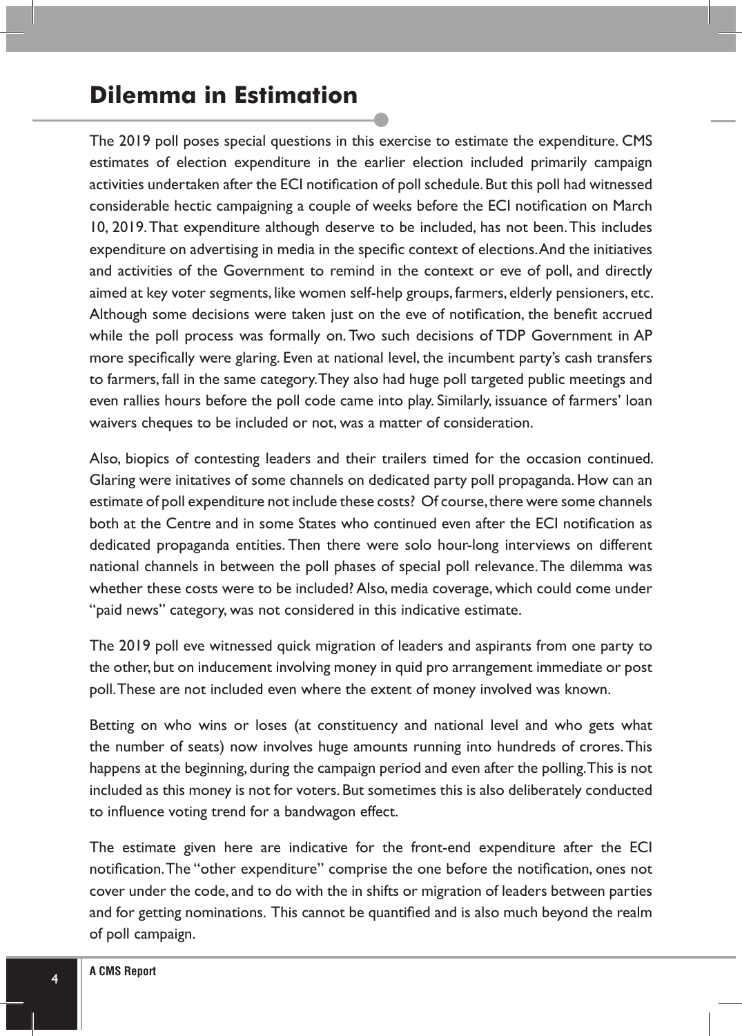## Dilemma in Estimation

The 2019 poll poses special questions in this exercise to estimate the expenditure. CMS estimates of election expenditure in the earlier election included primarily campaign activities undertaken after the ECI notification of poll schedule. But this poll had witnessed considerable hectic campaigning a couple of weeks before the ECI notification on March 10, 2019. That expenditure although deserve to be included, has not been. This includes expenditure on advertising in media in the specific context of elections. And the initiatives and activities of the Government to remind in the context or eve of poll, and directly aimed at key voter segments, like women self-help groups, farmers, elderly pensioners, etc. Although some decisions were taken just on the eve of notification, the benefit accrued while the poll process was formally on. Two such decisions of TDP Government in AP more specifically were glaring. Even at national level, the incumbent party's cash transfers to farmers, fall in the same category. They also had huge poll targeted public meetings and even rallies hours before the poll code came into play. Similarly, issuance of farmers' loan waivers cheques to be included or not, was a matter of consideration.

Also, biopics of contesting leaders and their trailers timed for the occasion continued. Glaring were initatives of some channels on dedicated party poll propaganda. How can an estimate of poll expenditure not include these costs? Of course, there were some channels both at the Centre and in some States who continued even after the ECI notification as dedicated propaganda entities. Then there were solo hour-long interviews on different national channels in between the poll phases of special poll relevance. The dilemma was whether these costs were to be included? Also, media coverage, which could come under "paid news" category, was not considered in this indicative estimate.

The 2019 poll eve witnessed quick migration of leaders and aspirants from one party to the other, but on inducement involving money in quid pro arrangement immediate or post poll. These are not included even where the extent of money involved was known.

Betting on who wins or loses (at constituency and national level and who gets what the number of seats) now involves huge amounts running into hundreds of crores. This happens at the beginning, during the campaign period and even after the polling. This is not included as this money is not for voters. But sometimes this is also deliberately conducted to influence voting trend for a bandwagon effect.

The estimate given here are indicative for the front-end expenditure after the ECI notification. The "other expenditure" comprise the one before the notification, ones not cover under the code, and to do with the in shifts or migration of leaders between parties and for getting nominations. This cannot be quantified and is also much beyond the realm of poll campaign.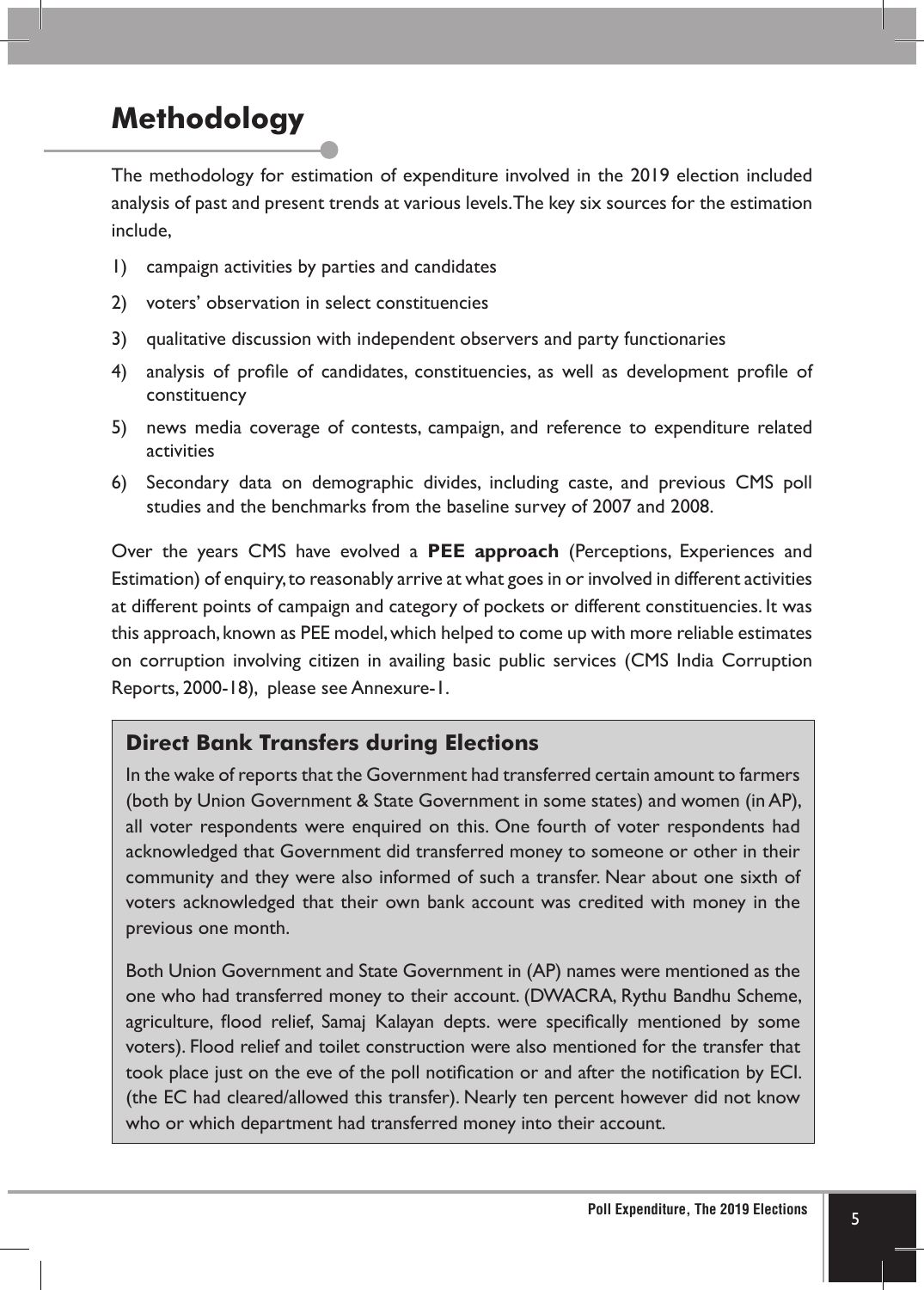# Methodology

The methodology for estimation of expenditure involved in the 2019 election included analysis of past and present trends at various levels. The key six sources for the estimation include,

1) campaign activities by parties and candidates
2) voters' observation in select constituencies
3) qualitative discussion with independent observers and party functionaries
4) analysis of profile of candidates, constituencies, as well as development profile of constituency
5) news media coverage of contests, campaign, and reference to expenditure related activities
6) Secondary data on demographic divides, including caste, and previous CMS poll studies and the benchmarks from the baseline survey of 2007 and 2008.

Over the years CMS have evolved a **PEE approach** (Perceptions, Experiences and Estimation) of enquiry, to reasonably arrive at what goes in or involved in different activities at different points of campaign and category of pockets or different constituencies. It was this approach, known as PEE model, which helped to come up with more reliable estimates on corruption involving citizen in availing basic public services (CMS India Corruption Reports, 2000-18), please see Annexure-1.

### Direct Bank Transfers during Elections

In the wake of reports that the Government had transferred certain amount to farmers (both by Union Government & State Government in some states) and women (in AP), all voter respondents were enquired on this. One fourth of voter respondents had acknowledged that Government did transferred money to someone or other in their community and they were also informed of such a transfer. Near about one sixth of voters acknowledged that their own bank account was credited with money in the previous one month.

Both Union Government and State Government in (AP) names were mentioned as the one who had transferred money to their account. (DWACRA, Rythu Bandhu Scheme, agriculture, flood relief, Samaj Kalayan depts. were specifically mentioned by some voters). Flood relief and toilet construction were also mentioned for the transfer that took place just on the eve of the poll notification or and after the notification by ECI. (the EC had cleared/allowed this transfer). Nearly ten percent however did not know who or which department had transferred money into their account.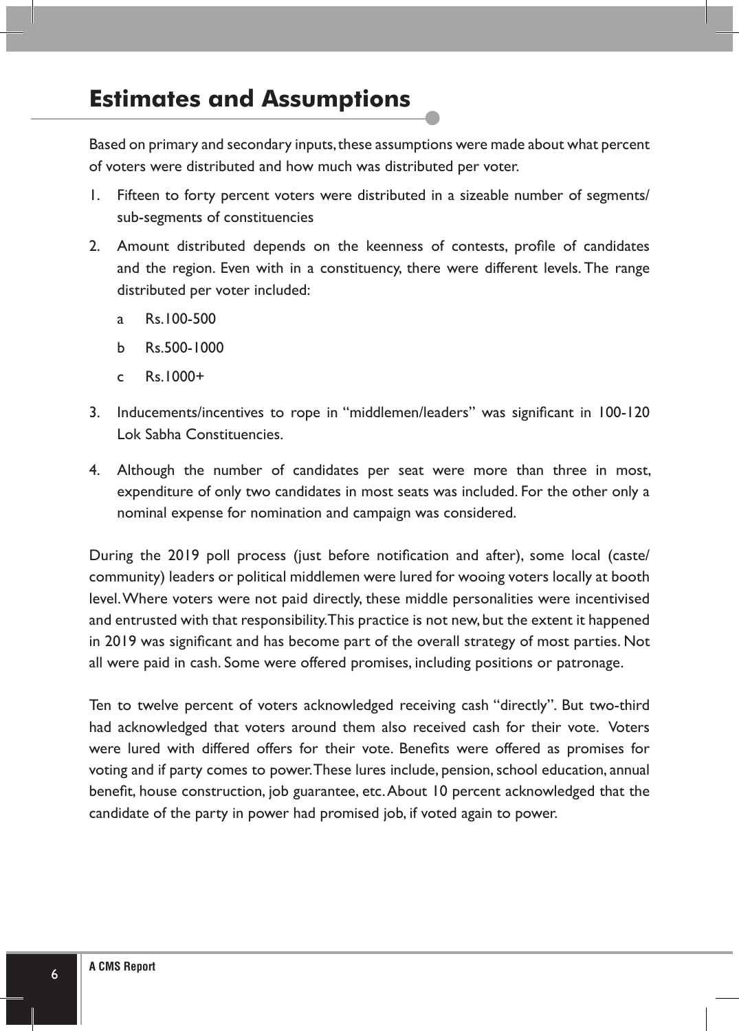## Estimates and Assumptions

Based on primary and secondary inputs, these assumptions were made about what percent of voters were distributed and how much was distributed per voter.

1. Fifteen to forty percent voters were distributed in a sizeable number of segments/ sub-segments of constituencies
2. Amount distributed depends on the keenness of contests, profile of candidates and the region. Even with in a constituency, there were different levels. The range distributed per voter included:
   a Rs.100-500
   b Rs.500-1000
   c Rs.1000+
3. Inducements/incentives to rope in "middlemen/leaders" was significant in 100-120 Lok Sabha Constituencies.
4. Although the number of candidates per seat were more than three in most, expenditure of only two candidates in most seats was included. For the other only a nominal expense for nomination and campaign was considered.

During the 2019 poll process (just before notification and after), some local (caste/ community) leaders or political middlemen were lured for wooing voters locally at booth level. Where voters were not paid directly, these middle personalities were incentivised and entrusted with that responsibility. This practice is not new, but the extent it happened in 2019 was significant and has become part of the overall strategy of most parties. Not all were paid in cash. Some were offered promises, including positions or patronage.

Ten to twelve percent of voters acknowledged receiving cash "directly". But two-third had acknowledged that voters around them also received cash for their vote. Voters were lured with differed offers for their vote. Benefits were offered as promises for voting and if party comes to power. These lures include, pension, school education, annual benefit, house construction, job guarantee, etc. About 10 percent acknowledged that the candidate of the party in power had promised job, if voted again to power.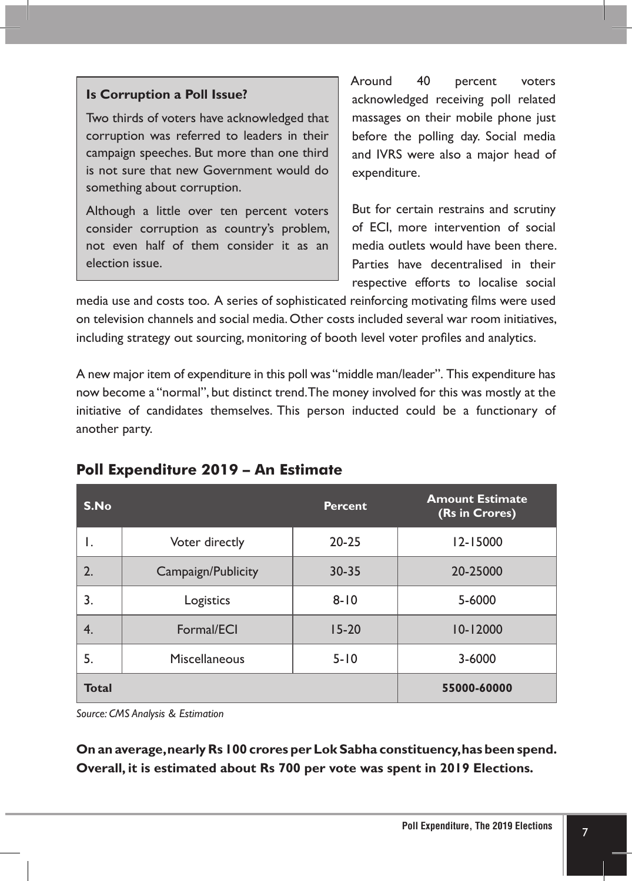### Is Corruption a Poll Issue?

Two thirds of voters have acknowledged that corruption was referred to leaders in their campaign speeches. But more than one third is not sure that new Government would do something about corruption.

Although a little over ten percent voters consider corruption as country's problem, not even half of them consider it as an election issue.

Around 40 percent voters acknowledged receiving poll related massages on their mobile phone just before the polling day. Social media and IVRS were also a major head of expenditure.

But for certain restrains and scrutiny of ECI, more intervention of social media outlets would have been there. Parties have decentralised in their respective efforts to localise social media use and costs too. A series of sophisticated reinforcing motivating films were used on television channels and social media. Other costs included several war room initiatives, including strategy out sourcing, monitoring of booth level voter profiles and analytics.

A new major item of expenditure in this poll was "middle man/leader". This expenditure has now become a "normal", but distinct trend. The money involved for this was mostly at the initiative of candidates themselves. This person inducted could be a functionary of another party.

## Poll Expenditure 2019 – An Estimate

| S.No | | Percent | Amount Estimate (Rs in Crores) |
|---|---|---|---|
| 1. | Voter directly | 20-25 | 12-15000 |
| 2. | Campaign/Publicity | 30-35 | 20-25000 |
| 3. | Logistics | 8-10 | 5-6000 |
| 4. | Formal/ECI | 15-20 | 10-12000 |
| 5. | Miscellaneous | 5-10 | 3-6000 |
| **Total** | | | **55000-60000** |

*Source: CMS Analysis & Estimation*

**On an average, nearly Rs 100 crores per Lok Sabha constituency, has been spend. Overall, it is estimated about Rs 700 per vote was spent in 2019 Elections.**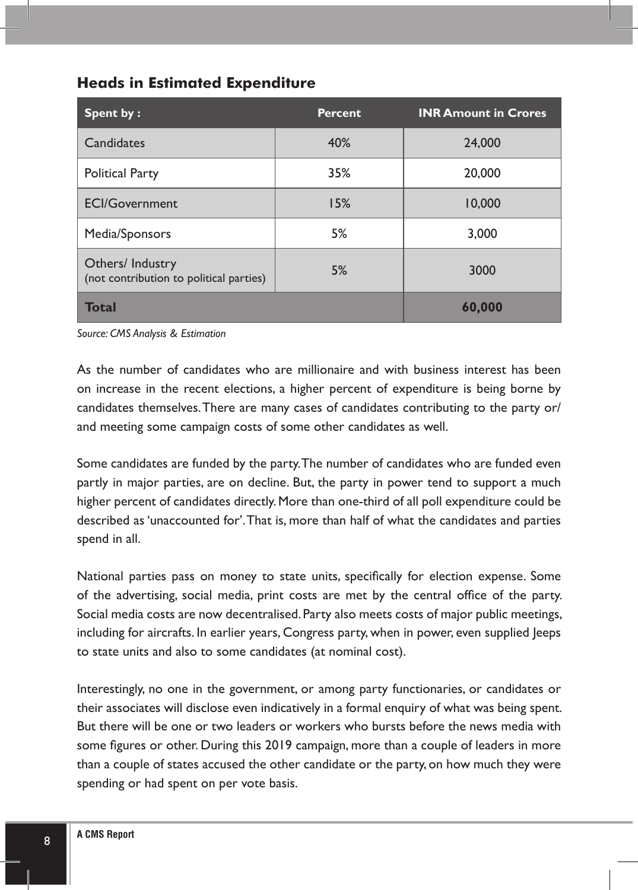## Heads in Estimated Expenditure

| Spent by : | Percent | INR Amount in Crores |
|---|---|---|
| Candidates | 40% | 24,000 |
| Political Party | 35% | 20,000 |
| ECI/Government | 15% | 10,000 |
| Media/Sponsors | 5% | 3,000 |
| Others/ Industry (not contribution to political parties) | 5% | 3000 |
| **Total** | | **60,000** |

*Source: CMS Analysis & Estimation*

As the number of candidates who are millionaire and with business interest has been on increase in the recent elections, a higher percent of expenditure is being borne by candidates themselves. There are many cases of candidates contributing to the party or/ and meeting some campaign costs of some other candidates as well.

Some candidates are funded by the party. The number of candidates who are funded even partly in major parties, are on decline. But, the party in power tend to support a much higher percent of candidates directly. More than one-third of all poll expenditure could be described as 'unaccounted for'. That is, more than half of what the candidates and parties spend in all.

National parties pass on money to state units, specifically for election expense. Some of the advertising, social media, print costs are met by the central office of the party. Social media costs are now decentralised. Party also meets costs of major public meetings, including for aircrafts. In earlier years, Congress party, when in power, even supplied Jeeps to state units and also to some candidates (at nominal cost).

Interestingly, no one in the government, or among party functionaries, or candidates or their associates will disclose even indicatively in a formal enquiry of what was being spent. But there will be one or two leaders or workers who bursts before the news media with some figures or other. During this 2019 campaign, more than a couple of leaders in more than a couple of states accused the other candidate or the party, on how much they were spending or had spent on per vote basis.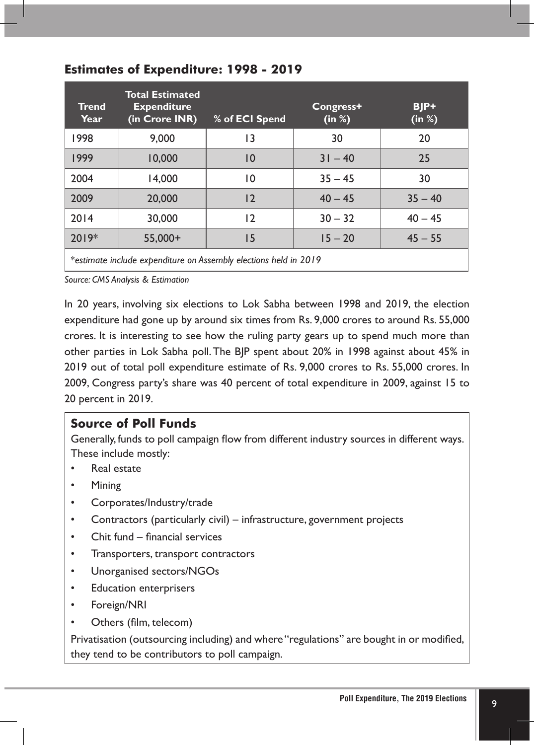## Estimates of Expenditure: 1998 - 2019

| Trend Year | Total Estimated Expenditure (in Crore INR) | % of ECI Spend | Congress+ (in %) | BJP+ (in %) |
|---|---|---|---|---|
| 1998 | 9,000 | 13 | 30 | 20 |
| 1999 | 10,000 | 10 | 31 – 40 | 25 |
| 2004 | 14,000 | 10 | 35 – 45 | 30 |
| 2009 | 20,000 | 12 | 40 – 45 | 35 – 40 |
| 2014 | 30,000 | 12 | 30 – 32 | 40 – 45 |
| 2019* | 55,000+ | 15 | 15 – 20 | 45 – 55 |
| *estimate include expenditure on Assembly elections held in 2019* | | | | |

*Source: CMS Analysis & Estimation*

In 20 years, involving six elections to Lok Sabha between 1998 and 2019, the election expenditure had gone up by around six times from Rs. 9,000 crores to around Rs. 55,000 crores. It is interesting to see how the ruling party gears up to spend much more than other parties in Lok Sabha poll. The BJP spent about 20% in 1998 against about 45% in 2019 out of total poll expenditure estimate of Rs. 9,000 crores to Rs. 55,000 crores. In 2009, Congress party's share was 40 percent of total expenditure in 2009, against 15 to 20 percent in 2019.

### Source of Poll Funds

Generally, funds to poll campaign flow from different industry sources in different ways. These include mostly:

- Real estate
- Mining
- Corporates/Industry/trade
- Contractors (particularly civil) – infrastructure, government projects
- Chit fund – financial services
- Transporters, transport contractors
- Unorganised sectors/NGOs
- Education enterprisers
- Foreign/NRI
- Others (film, telecom)

Privatisation (outsourcing including) and where "regulations" are bought in or modified, they tend to be contributors to poll campaign.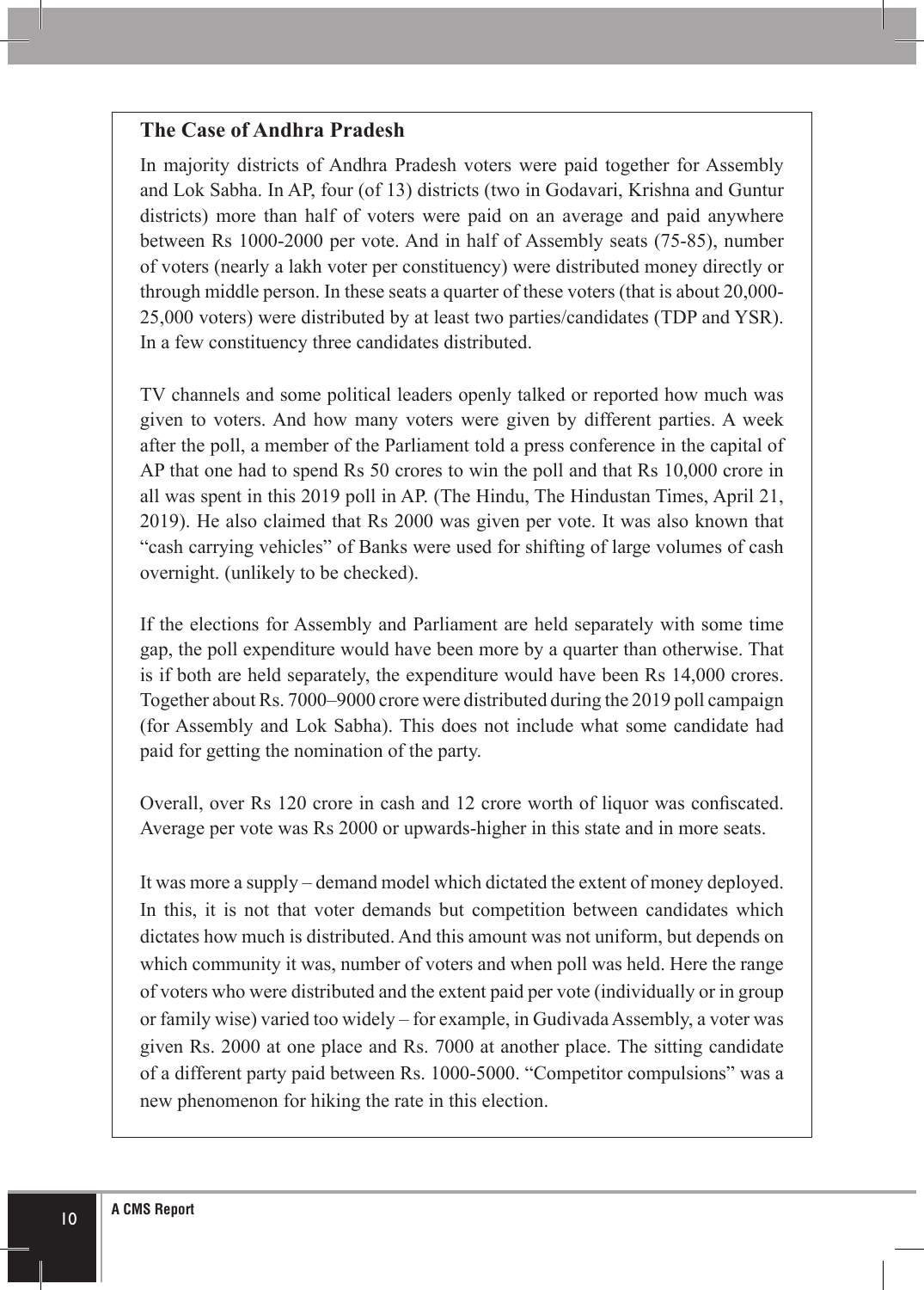### The Case of Andhra Pradesh

In majority districts of Andhra Pradesh voters were paid together for Assembly and Lok Sabha. In AP, four (of 13) districts (two in Godavari, Krishna and Guntur districts) more than half of voters were paid on an average and paid anywhere between Rs 1000-2000 per vote. And in half of Assembly seats (75-85), number of voters (nearly a lakh voter per constituency) were distributed money directly or through middle person. In these seats a quarter of these voters (that is about 20,000-25,000 voters) were distributed by at least two parties/candidates (TDP and YSR). In a few constituency three candidates distributed.

TV channels and some political leaders openly talked or reported how much was given to voters. And how many voters were given by different parties. A week after the poll, a member of the Parliament told a press conference in the capital of AP that one had to spend Rs 50 crores to win the poll and that Rs 10,000 crore in all was spent in this 2019 poll in AP. (The Hindu, The Hindustan Times, April 21, 2019). He also claimed that Rs 2000 was given per vote. It was also known that "cash carrying vehicles" of Banks were used for shifting of large volumes of cash overnight. (unlikely to be checked).

If the elections for Assembly and Parliament are held separately with some time gap, the poll expenditure would have been more by a quarter than otherwise. That is if both are held separately, the expenditure would have been Rs 14,000 crores. Together about Rs. 7000–9000 crore were distributed during the 2019 poll campaign (for Assembly and Lok Sabha). This does not include what some candidate had paid for getting the nomination of the party.

Overall, over Rs 120 crore in cash and 12 crore worth of liquor was confiscated. Average per vote was Rs 2000 or upwards-higher in this state and in more seats.

It was more a supply – demand model which dictated the extent of money deployed. In this, it is not that voter demands but competition between candidates which dictates how much is distributed. And this amount was not uniform, but depends on which community it was, number of voters and when poll was held. Here the range of voters who were distributed and the extent paid per vote (individually or in group or family wise) varied too widely – for example, in Gudivada Assembly, a voter was given Rs. 2000 at one place and Rs. 7000 at another place. The sitting candidate of a different party paid between Rs. 1000-5000. "Competitor compulsions" was a new phenomenon for hiking the rate in this election.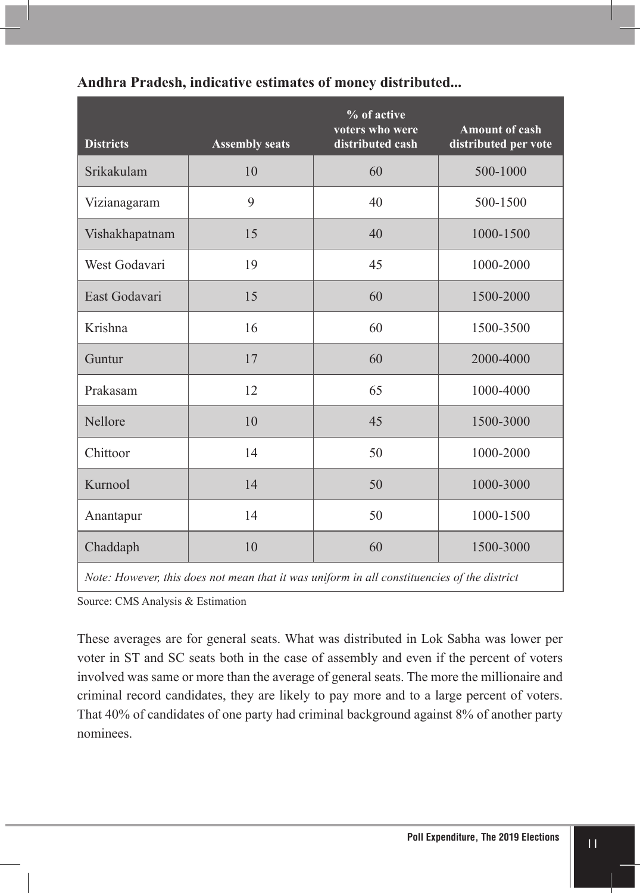**Andhra Pradesh, indicative estimates of money distributed...**

| Districts | Assembly seats | % of active voters who were distributed cash | Amount of cash distributed per vote |
|---|---|---|---|
| Srikakulam | 10 | 60 | 500-1000 |
| Vizianagaram | 9 | 40 | 500-1500 |
| Vishakhapatnam | 15 | 40 | 1000-1500 |
| West Godavari | 19 | 45 | 1000-2000 |
| East Godavari | 15 | 60 | 1500-2000 |
| Krishna | 16 | 60 | 1500-3500 |
| Guntur | 17 | 60 | 2000-4000 |
| Prakasam | 12 | 65 | 1000-4000 |
| Nellore | 10 | 45 | 1500-3000 |
| Chittoor | 14 | 50 | 1000-2000 |
| Kurnool | 14 | 50 | 1000-3000 |
| Anantapur | 14 | 50 | 1000-1500 |
| Chaddaph | 10 | 60 | 1500-3000 |
| *Note: However, this does not mean that it was uniform in all constituencies of the district* | | | |

Source: CMS Analysis & Estimation

These averages are for general seats. What was distributed in Lok Sabha was lower per voter in ST and SC seats both in the case of assembly and even if the percent of voters involved was same or more than the average of general seats. The more the millionaire and criminal record candidates, they are likely to pay more and to a large percent of voters. That 40% of candidates of one party had criminal background against 8% of another party nominees.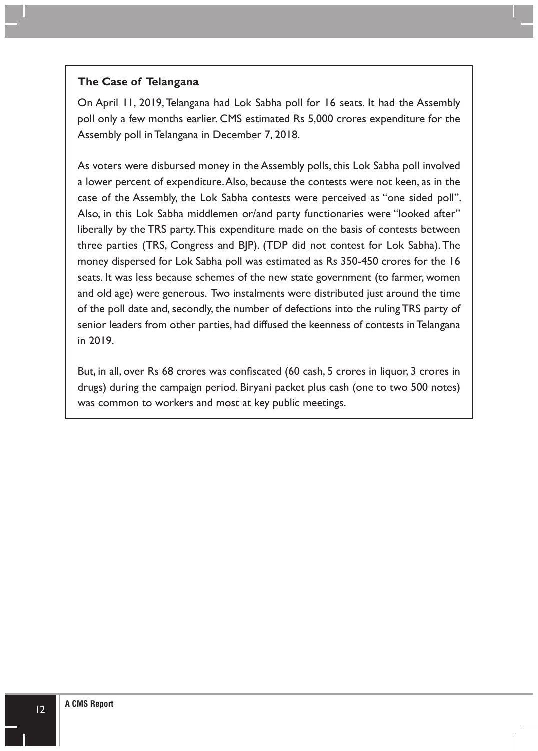### The Case of Telangana

On April 11, 2019, Telangana had Lok Sabha poll for 16 seats. It had the Assembly poll only a few months earlier. CMS estimated Rs 5,000 crores expenditure for the Assembly poll in Telangana in December 7, 2018.

As voters were disbursed money in the Assembly polls, this Lok Sabha poll involved a lower percent of expenditure. Also, because the contests were not keen, as in the case of the Assembly, the Lok Sabha contests were perceived as "one sided poll". Also, in this Lok Sabha middlemen or/and party functionaries were "looked after" liberally by the TRS party. This expenditure made on the basis of contests between three parties (TRS, Congress and BJP). (TDP did not contest for Lok Sabha). The money dispersed for Lok Sabha poll was estimated as Rs 350-450 crores for the 16 seats. It was less because schemes of the new state government (to farmer, women and old age) were generous. Two instalments were distributed just around the time of the poll date and, secondly, the number of defections into the ruling TRS party of senior leaders from other parties, had diffused the keenness of contests in Telangana in 2019.

But, in all, over Rs 68 crores was confiscated (60 cash, 5 crores in liquor, 3 crores in drugs) during the campaign period. Biryani packet plus cash (one to two 500 notes) was common to workers and most at key public meetings.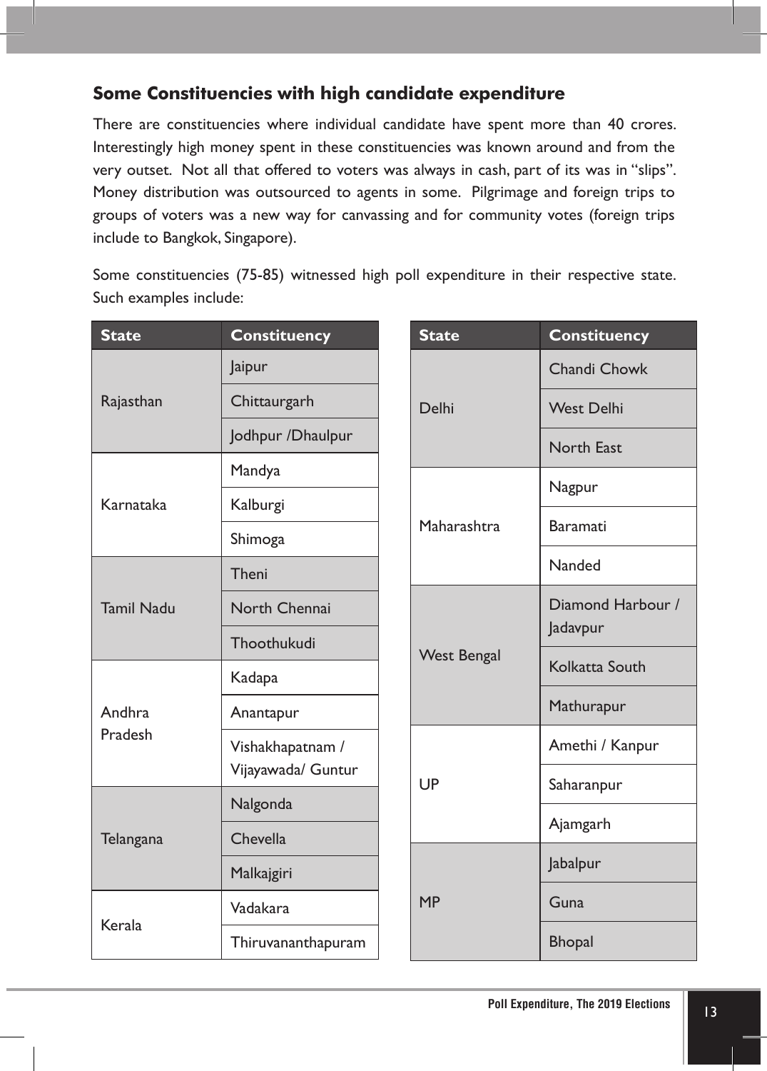## Some Constituencies with high candidate expenditure

There are constituencies where individual candidate have spent more than 40 crores. Interestingly high money spent in these constituencies was known around and from the very outset. Not all that offered to voters was always in cash, part of its was in "slips". Money distribution was outsourced to agents in some. Pilgrimage and foreign trips to groups of voters was a new way for canvassing and for community votes (foreign trips include to Bangkok, Singapore).

Some constituencies (75-85) witnessed high poll expenditure in their respective state. Such examples include:

| State | Constituency |
|---|---|
| Rajasthan | Jaipur |
| | Chittaurgarh |
| | Jodhpur /Dhaulpur |
| Karnataka | Mandya |
| | Kalburgi |
| | Shimoga |
| Tamil Nadu | Theni |
| | North Chennai |
| | Thoothukudi |
| Andhra Pradesh | Kadapa |
| | Anantapur |
| | Vishakhapatnam / Vijayawada/ Guntur |
| Telangana | Nalgonda |
| | Chevella |
| | Malkajgiri |
| Kerala | Vadakara |
| | Thiruvananthapuram |

| State | Constituency |
|---|---|
| Delhi | Chandi Chowk |
| | West Delhi |
| | North East |
| Maharashtra | Nagpur |
| | Baramati |
| | Nanded |
| West Bengal | Diamond Harbour / Jadavpur |
| | Kolkatta South |
| | Mathurapur |
| UP | Amethi / Kanpur |
| | Saharanpur |
| | Ajamgarh |
| MP | Jabalpur |
| | Guna |
| | Bhopal |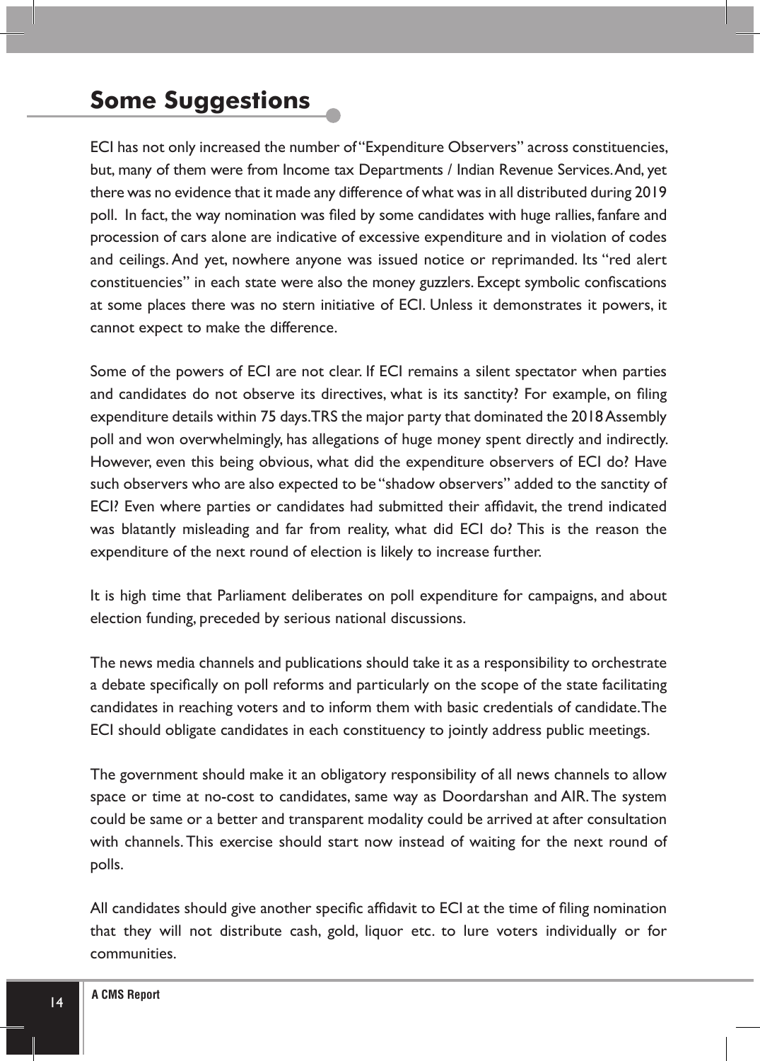## Some Suggestions

ECI has not only increased the number of "Expenditure Observers" across constituencies, but, many of them were from Income tax Departments / Indian Revenue Services. And, yet there was no evidence that it made any difference of what was in all distributed during 2019 poll. In fact, the way nomination was filed by some candidates with huge rallies, fanfare and procession of cars alone are indicative of excessive expenditure and in violation of codes and ceilings. And yet, nowhere anyone was issued notice or reprimanded. Its "red alert constituencies" in each state were also the money guzzlers. Except symbolic confiscations at some places there was no stern initiative of ECI. Unless it demonstrates it powers, it cannot expect to make the difference.

Some of the powers of ECI are not clear. If ECI remains a silent spectator when parties and candidates do not observe its directives, what is its sanctity? For example, on filing expenditure details within 75 days. TRS the major party that dominated the 2018 Assembly poll and won overwhelmingly, has allegations of huge money spent directly and indirectly. However, even this being obvious, what did the expenditure observers of ECI do? Have such observers who are also expected to be "shadow observers" added to the sanctity of ECI? Even where parties or candidates had submitted their affidavit, the trend indicated was blatantly misleading and far from reality, what did ECI do? This is the reason the expenditure of the next round of election is likely to increase further.

It is high time that Parliament deliberates on poll expenditure for campaigns, and about election funding, preceded by serious national discussions.

The news media channels and publications should take it as a responsibility to orchestrate a debate specifically on poll reforms and particularly on the scope of the state facilitating candidates in reaching voters and to inform them with basic credentials of candidate. The ECI should obligate candidates in each constituency to jointly address public meetings.

The government should make it an obligatory responsibility of all news channels to allow space or time at no-cost to candidates, same way as Doordarshan and AIR. The system could be same or a better and transparent modality could be arrived at after consultation with channels. This exercise should start now instead of waiting for the next round of polls.

All candidates should give another specific affidavit to ECI at the time of filing nomination that they will not distribute cash, gold, liquor etc. to lure voters individually or for communities.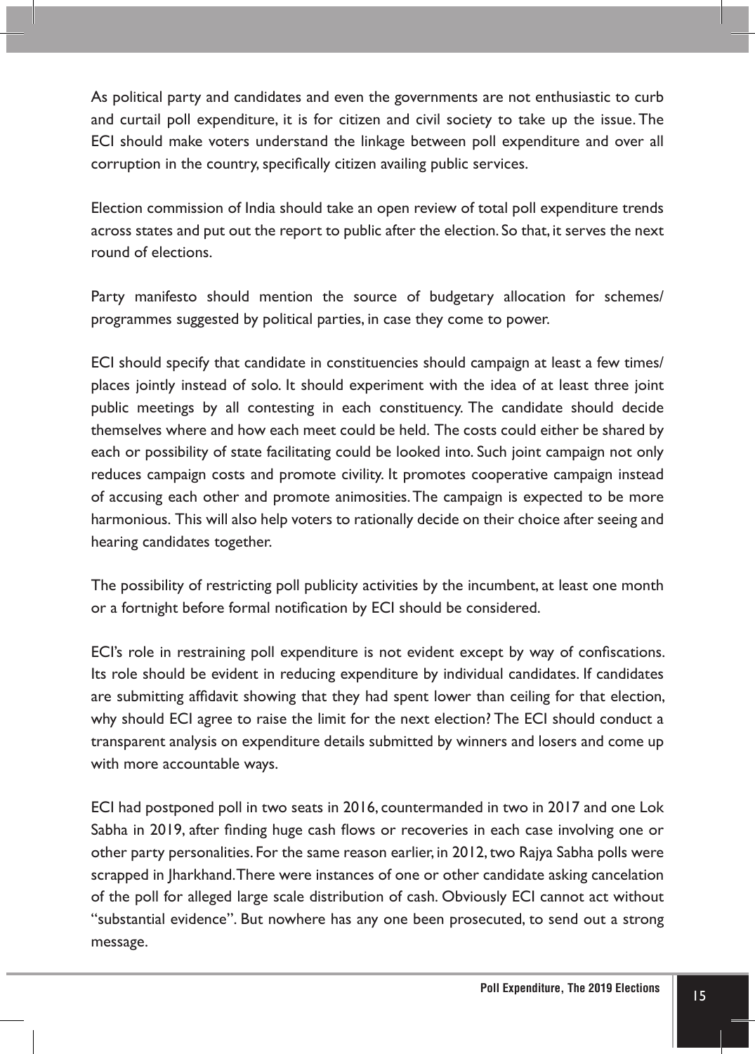As political party and candidates and even the governments are not enthusiastic to curb and curtail poll expenditure, it is for citizen and civil society to take up the issue. The ECI should make voters understand the linkage between poll expenditure and over all corruption in the country, specifically citizen availing public services.

Election commission of India should take an open review of total poll expenditure trends across states and put out the report to public after the election. So that, it serves the next round of elections.

Party manifesto should mention the source of budgetary allocation for schemes/ programmes suggested by political parties, in case they come to power.

ECI should specify that candidate in constituencies should campaign at least a few times/ places jointly instead of solo. It should experiment with the idea of at least three joint public meetings by all contesting in each constituency. The candidate should decide themselves where and how each meet could be held. The costs could either be shared by each or possibility of state facilitating could be looked into. Such joint campaign not only reduces campaign costs and promote civility. It promotes cooperative campaign instead of accusing each other and promote animosities. The campaign is expected to be more harmonious. This will also help voters to rationally decide on their choice after seeing and hearing candidates together.

The possibility of restricting poll publicity activities by the incumbent, at least one month or a fortnight before formal notification by ECI should be considered.

ECI's role in restraining poll expenditure is not evident except by way of confiscations. Its role should be evident in reducing expenditure by individual candidates. If candidates are submitting affidavit showing that they had spent lower than ceiling for that election, why should ECI agree to raise the limit for the next election? The ECI should conduct a transparent analysis on expenditure details submitted by winners and losers and come up with more accountable ways.

ECI had postponed poll in two seats in 2016, countermanded in two in 2017 and one Lok Sabha in 2019, after finding huge cash flows or recoveries in each case involving one or other party personalities. For the same reason earlier, in 2012, two Rajya Sabha polls were scrapped in Jharkhand. There were instances of one or other candidate asking cancelation of the poll for alleged large scale distribution of cash. Obviously ECI cannot act without "substantial evidence". But nowhere has any one been prosecuted, to send out a strong message.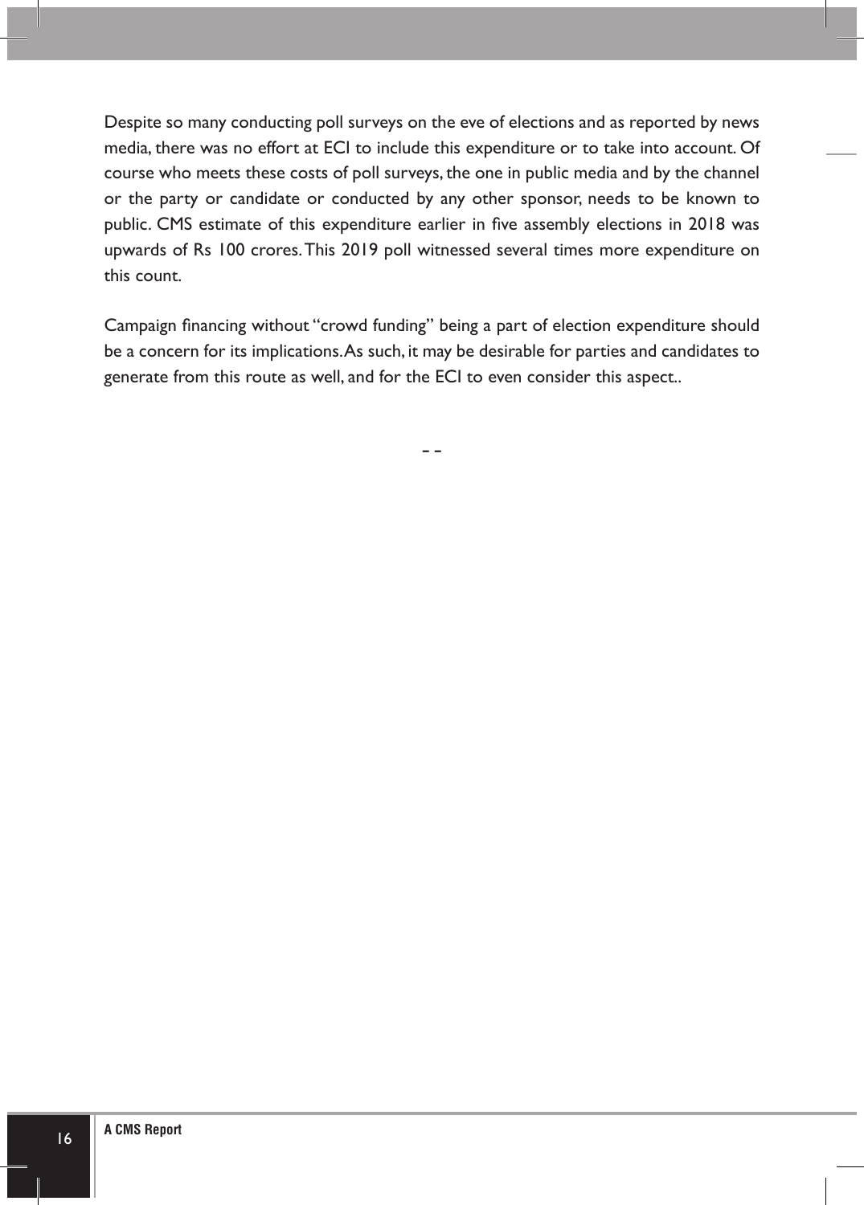Despite so many conducting poll surveys on the eve of elections and as reported by news media, there was no effort at ECI to include this expenditure or to take into account. Of course who meets these costs of poll surveys, the one in public media and by the channel or the party or candidate or conducted by any other sponsor, needs to be known to public. CMS estimate of this expenditure earlier in five assembly elections in 2018 was upwards of Rs 100 crores. This 2019 poll witnessed several times more expenditure on this count.

Campaign financing without "crowd funding" being a part of election expenditure should be a concern for its implications. As such, it may be desirable for parties and candidates to generate from this route as well, and for the ECI to even consider this aspect..

- -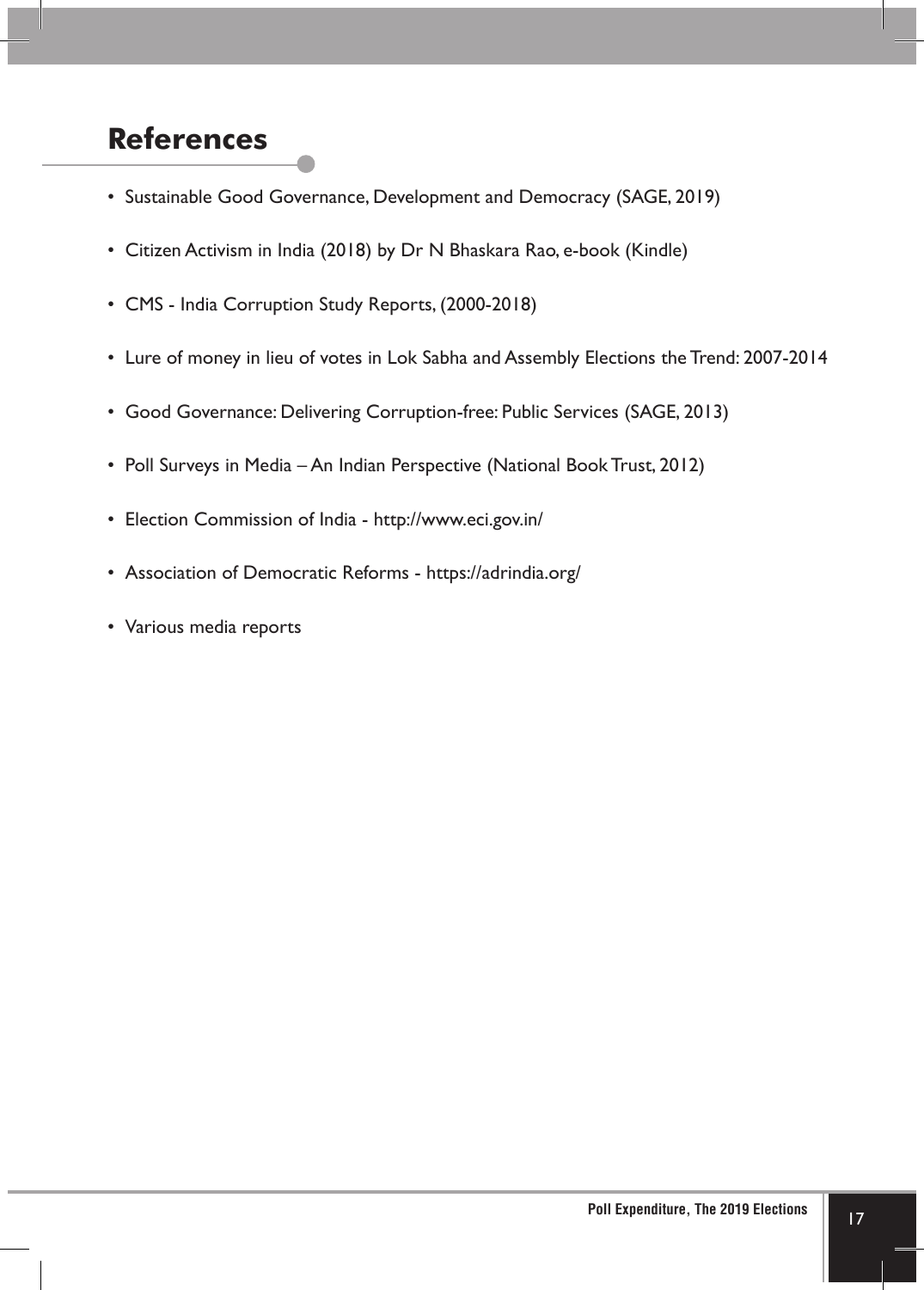## References

- Sustainable Good Governance, Development and Democracy (SAGE, 2019)
- Citizen Activism in India (2018) by Dr N Bhaskara Rao, e-book (Kindle)
- CMS - India Corruption Study Reports, (2000-2018)
- Lure of money in lieu of votes in Lok Sabha and Assembly Elections the Trend: 2007-2014
- Good Governance: Delivering Corruption-free: Public Services (SAGE, 2013)
- Poll Surveys in Media – An Indian Perspective (National Book Trust, 2012)
- Election Commission of India - http://www.eci.gov.in/
- Association of Democratic Reforms - https://adrindia.org/
- Various media reports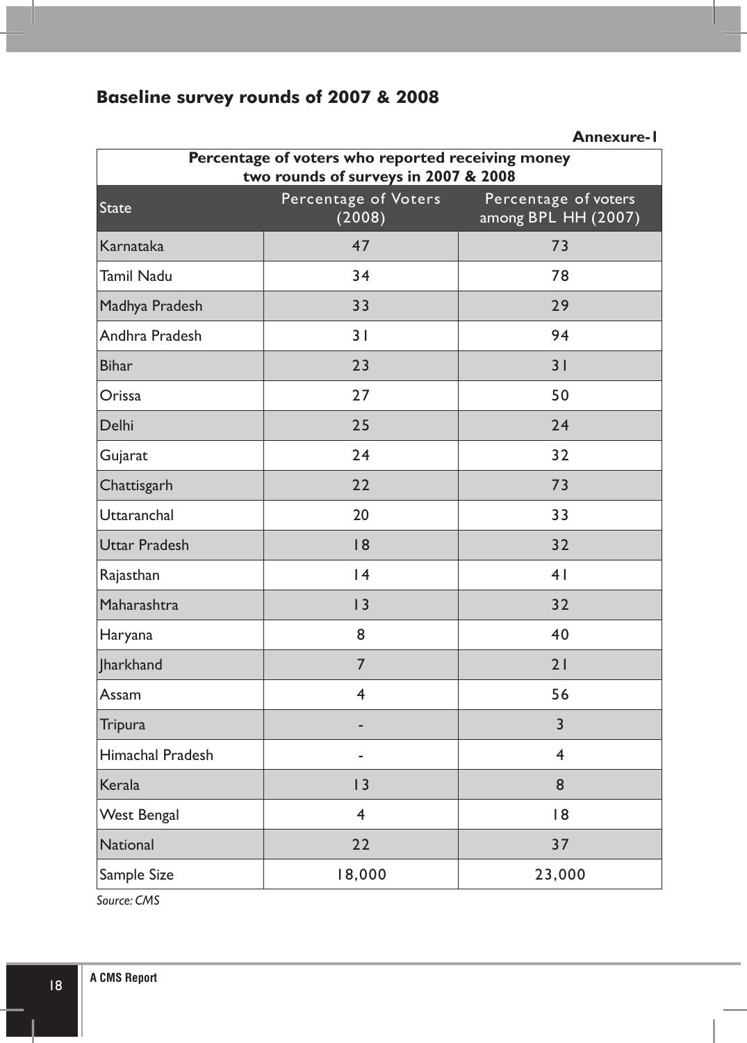## Baseline survey rounds of 2007 & 2008

**Annexure-I**

**Percentage of voters who reported receiving money two rounds of surveys in 2007 & 2008**

| State | Percentage of Voters (2008) | Percentage of voters among BPL HH (2007) |
|---|---|---|
| Karnataka | 47 | 73 |
| Tamil Nadu | 34 | 78 |
| Madhya Pradesh | 33 | 29 |
| Andhra Pradesh | 31 | 94 |
| Bihar | 23 | 31 |
| Orissa | 27 | 50 |
| Delhi | 25 | 24 |
| Gujarat | 24 | 32 |
| Chattisgarh | 22 | 73 |
| Uttaranchal | 20 | 33 |
| Uttar Pradesh | 18 | 32 |
| Rajasthan | 14 | 41 |
| Maharashtra | 13 | 32 |
| Haryana | 8 | 40 |
| Jharkhand | 7 | 21 |
| Assam | 4 | 56 |
| Tripura | - | 3 |
| Himachal Pradesh | - | 4 |
| Kerala | 13 | 8 |
| West Bengal | 4 | 18 |
| National | 22 | 37 |
| Sample Size | 18,000 | 23,000 |

*Source: CMS*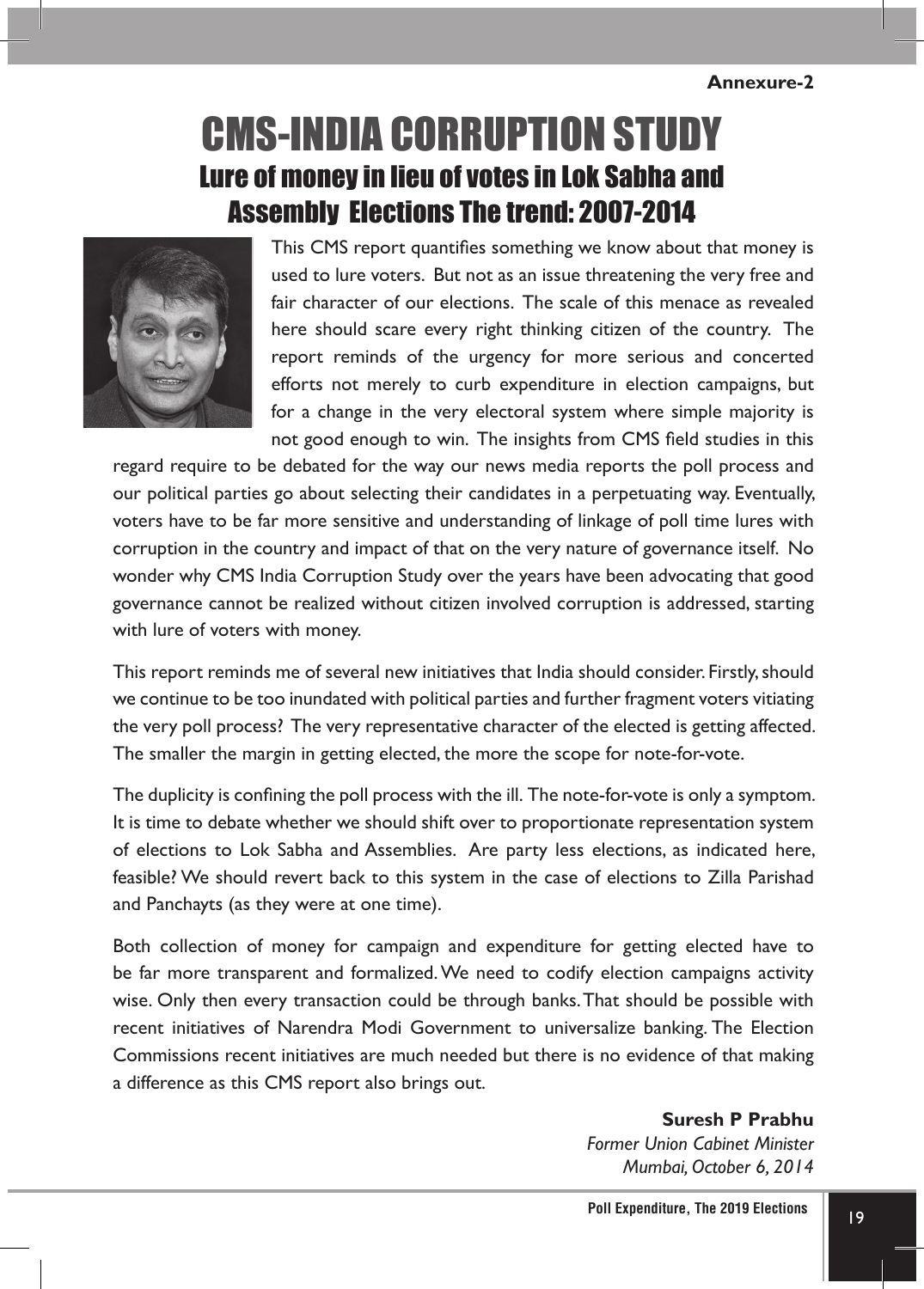**Annexure-2**

# CMS-INDIA CORRUPTION STUDY

## Lure of money in lieu of votes in Lok Sabha and Assembly Elections The trend: 2007-2014

This CMS report quantifies something we know about that money is used to lure voters. But not as an issue threatening the very free and fair character of our elections. The scale of this menace as revealed here should scare every right thinking citizen of the country. The report reminds of the urgency for more serious and concerted efforts not merely to curb expenditure in election campaigns, but for a change in the very electoral system where simple majority is not good enough to win. The insights from CMS field studies in this regard require to be debated for the way our news media reports the poll process and our political parties go about selecting their candidates in a perpetuating way. Eventually, voters have to be far more sensitive and understanding of linkage of poll time lures with corruption in the country and impact of that on the very nature of governance itself. No wonder why CMS India Corruption Study over the years have been advocating that good governance cannot be realized without citizen involved corruption is addressed, starting with lure of voters with money.

This report reminds me of several new initiatives that India should consider. Firstly, should we continue to be too inundated with political parties and further fragment voters vitiating the very poll process? The very representative character of the elected is getting affected. The smaller the margin in getting elected, the more the scope for note-for-vote.

The duplicity is confining the poll process with the ill. The note-for-vote is only a symptom. It is time to debate whether we should shift over to proportionate representation system of elections to Lok Sabha and Assemblies. Are party less elections, as indicated here, feasible? We should revert back to this system in the case of elections to Zilla Parishad and Panchayts (as they were at one time).

Both collection of money for campaign and expenditure for getting elected have to be far more transparent and formalized. We need to codify election campaigns activity wise. Only then every transaction could be through banks. That should be possible with recent initiatives of Narendra Modi Government to universalize banking. The Election Commissions recent initiatives are much needed but there is no evidence of that making a difference as this CMS report also brings out.

**Suresh P Prabhu**
*Former Union Cabinet Minister*
*Mumbai, October 6, 2014*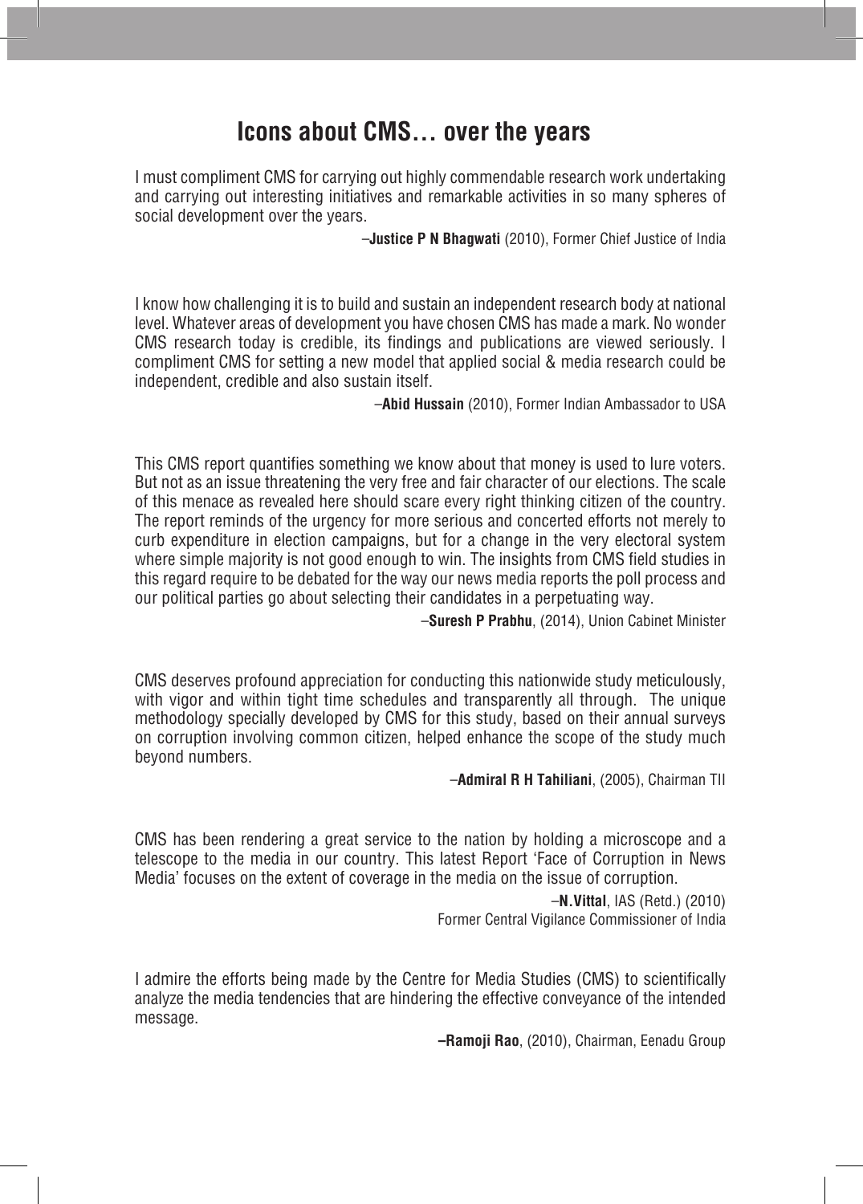# Icons about CMS… over the years

I must compliment CMS for carrying out highly commendable research work undertaking and carrying out interesting initiatives and remarkable activities in so many spheres of social development over the years.

–**Justice P N Bhagwati** (2010), Former Chief Justice of India

I know how challenging it is to build and sustain an independent research body at national level. Whatever areas of development you have chosen CMS has made a mark. No wonder CMS research today is credible, its findings and publications are viewed seriously. I compliment CMS for setting a new model that applied social & media research could be independent, credible and also sustain itself.

–**Abid Hussain** (2010), Former Indian Ambassador to USA

This CMS report quantifies something we know about that money is used to lure voters. But not as an issue threatening the very free and fair character of our elections. The scale of this menace as revealed here should scare every right thinking citizen of the country. The report reminds of the urgency for more serious and concerted efforts not merely to curb expenditure in election campaigns, but for a change in the very electoral system where simple majority is not good enough to win. The insights from CMS field studies in this regard require to be debated for the way our news media reports the poll process and our political parties go about selecting their candidates in a perpetuating way.

–**Suresh P Prabhu**, (2014), Union Cabinet Minister

CMS deserves profound appreciation for conducting this nationwide study meticulously, with vigor and within tight time schedules and transparently all through. The unique methodology specially developed by CMS for this study, based on their annual surveys on corruption involving common citizen, helped enhance the scope of the study much beyond numbers.

–**Admiral R H Tahiliani**, (2005), Chairman TII

CMS has been rendering a great service to the nation by holding a microscope and a telescope to the media in our country. This latest Report 'Face of Corruption in News Media' focuses on the extent of coverage in the media on the issue of corruption.

–**N.Vittal**, IAS (Retd.) (2010)
Former Central Vigilance Commissioner of India

I admire the efforts being made by the Centre for Media Studies (CMS) to scientifically analyze the media tendencies that are hindering the effective conveyance of the intended message.

**–Ramoji Rao**, (2010), Chairman, Eenadu Group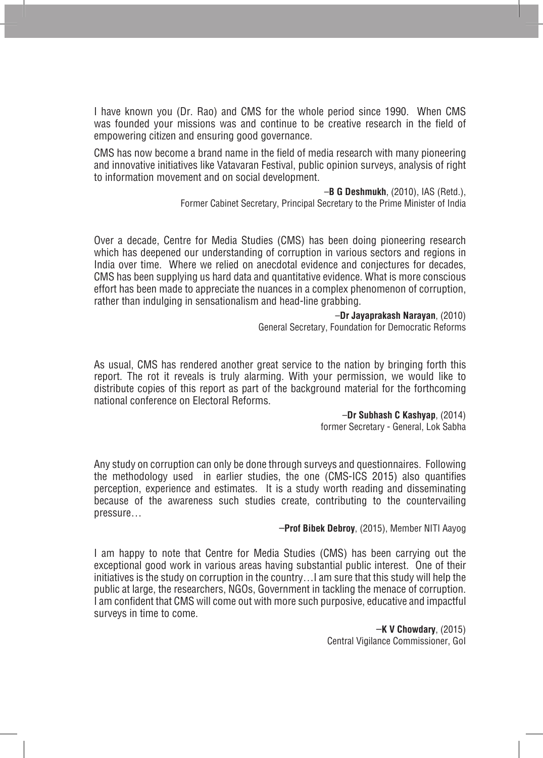I have known you (Dr. Rao) and CMS for the whole period since 1990. When CMS was founded your missions was and continue to be creative research in the field of empowering citizen and ensuring good governance.

CMS has now become a brand name in the field of media research with many pioneering and innovative initiatives like Vatavaran Festival, public opinion surveys, analysis of right to information movement and on social development.

–**B G Deshmukh**, (2010), IAS (Retd.),
Former Cabinet Secretary, Principal Secretary to the Prime Minister of India

Over a decade, Centre for Media Studies (CMS) has been doing pioneering research which has deepened our understanding of corruption in various sectors and regions in India over time. Where we relied on anecdotal evidence and conjectures for decades, CMS has been supplying us hard data and quantitative evidence. What is more conscious effort has been made to appreciate the nuances in a complex phenomenon of corruption, rather than indulging in sensationalism and head-line grabbing.

–**Dr Jayaprakash Narayan**, (2010)
General Secretary, Foundation for Democratic Reforms

As usual, CMS has rendered another great service to the nation by bringing forth this report. The rot it reveals is truly alarming. With your permission, we would like to distribute copies of this report as part of the background material for the forthcoming national conference on Electoral Reforms.

–**Dr Subhash C Kashyap**, (2014)
former Secretary - General, Lok Sabha

Any study on corruption can only be done through surveys and questionnaires. Following the methodology used in earlier studies, the one (CMS-ICS 2015) also quantifies perception, experience and estimates. It is a study worth reading and disseminating because of the awareness such studies create, contributing to the countervailing pressure…

–**Prof Bibek Debroy**, (2015), Member NITI Aayog

I am happy to note that Centre for Media Studies (CMS) has been carrying out the exceptional good work in various areas having substantial public interest. One of their initiatives is the study on corruption in the country…I am sure that this study will help the public at large, the researchers, NGOs, Government in tackling the menace of corruption. I am confident that CMS will come out with more such purposive, educative and impactful surveys in time to come.

–**K V Chowdary**, (2015)
Central Vigilance Commissioner, GoI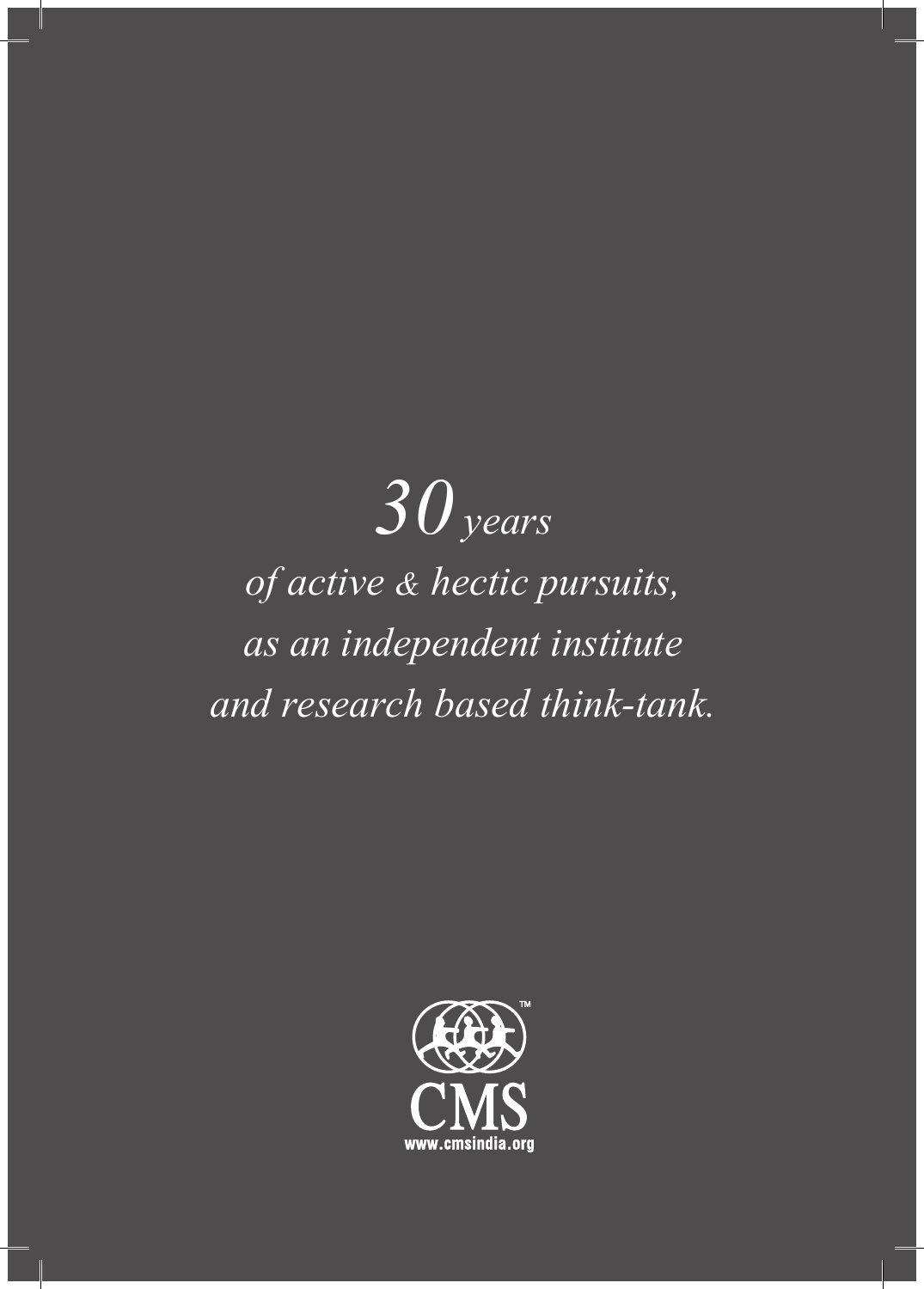*30 years*

*of active & hectic pursuits,*
*as an independent institute*
*and research based think-tank.*

CMS™

www.cmsindia.org